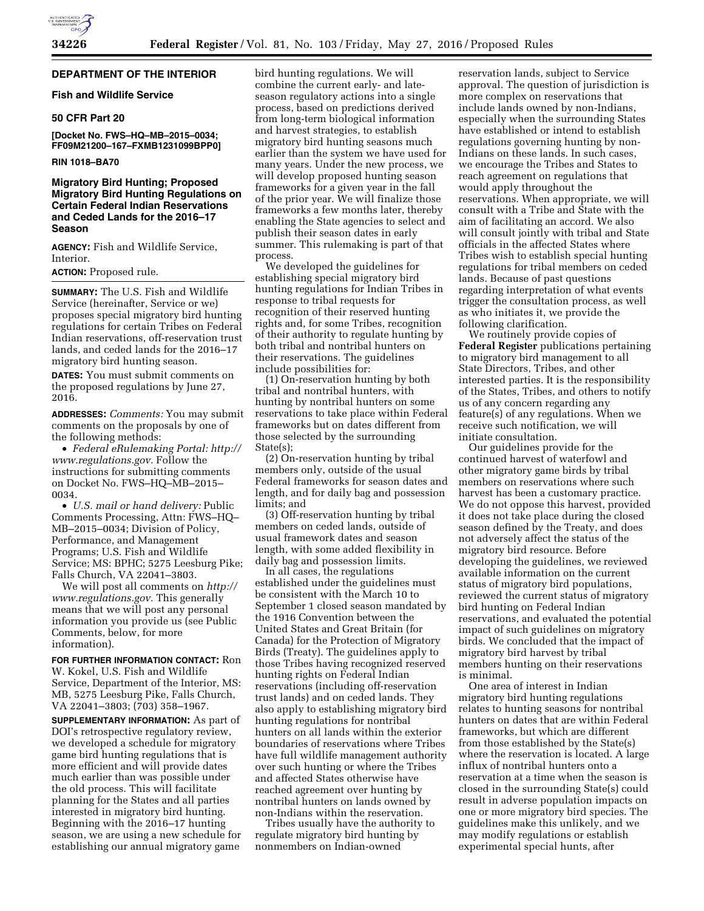## DEPARTMENT OF THE INTERIOR

### Fish and Wildlife Service

### 50 CFR Part 20

**[Docket No. FWS–HQ–MB–2015–0034; FF09M21200–167–FXMB1231099BPP0]**

**RIN 1018–BA70**

# Migratory Bird Hunting; Proposed Migratory Bird Hunting Regulations on Certain Federal Indian Reservations and Ceded Lands for the 2016–17 Season

**AGENCY:** Fish and Wildlife Service, Interior.

**ACTION:** Proposed rule.

**SUMMARY:** The U.S. Fish and Wildlife Service (hereinafter, Service or we) proposes special migratory bird hunting regulations for certain Tribes on Federal Indian reservations, off-reservation trust lands, and ceded lands for the 2016–17 migratory bird hunting season.

**DATES:** You must submit comments on the proposed regulations by June 27, 2016.

**ADDRESSES:** *Comments:* You may submit comments on the proposals by one of the following methods:

- *Federal eRulemaking Portal: http://www.regulations.gov.* Follow the instructions for submitting comments on Docket No. FWS–HQ–MB–2015–0034.
- *U.S. mail or hand delivery:* Public Comments Processing, Attn: FWS–HQ–MB–2015–0034; Division of Policy, Performance, and Management Programs; U.S. Fish and Wildlife Service; MS: BPHC; 5275 Leesburg Pike; Falls Church, VA 22041–3803.

We will post all comments on *http://www.regulations.gov.* This generally means that we will post any personal information you provide us (see Public Comments, below, for more information).

**FOR FURTHER INFORMATION CONTACT:** Ron W. Kokel, U.S. Fish and Wildlife Service, Department of the Interior, MS: MB, 5275 Leesburg Pike, Falls Church, VA 22041–3803; (703) 358–1967.

**SUPPLEMENTARY INFORMATION:** As part of DOI's retrospective regulatory review, we developed a schedule for migratory game bird hunting regulations that is more efficient and will provide dates much earlier than was possible under the old process. This will facilitate planning for the States and all parties interested in migratory bird hunting. Beginning with the 2016–17 hunting season, we are using a new schedule for establishing our annual migratory game bird hunting regulations. We will combine the current early- and late-season regulatory actions into a single process, based on predictions derived from long-term biological information and harvest strategies, to establish migratory bird hunting seasons much earlier than the system we have used for many years. Under the new process, we will develop proposed hunting season frameworks for a given year in the fall of the prior year. We will finalize those frameworks a few months later, thereby enabling the State agencies to select and publish their season dates in early summer. This rulemaking is part of that process.

We developed the guidelines for establishing special migratory bird hunting regulations for Indian Tribes in response to tribal requests for recognition of their reserved hunting rights and, for some Tribes, recognition of their authority to regulate hunting by both tribal and nontribal hunters on their reservations. The guidelines include possibilities for:

(1) On-reservation hunting by both tribal and nontribal hunters, with hunting by nontribal hunters on some reservations to take place within Federal frameworks but on dates different from those selected by the surrounding State(s);

(2) On-reservation hunting by tribal members only, outside of the usual Federal frameworks for season dates and length, and for daily bag and possession limits; and

(3) Off-reservation hunting by tribal members on ceded lands, outside of usual framework dates and season length, with some added flexibility in daily bag and possession limits.

In all cases, the regulations established under the guidelines must be consistent with the March 10 to September 1 closed season mandated by the 1916 Convention between the United States and Great Britain (for Canada) for the Protection of Migratory Birds (Treaty). The guidelines apply to those Tribes having recognized reserved hunting rights on Federal Indian reservations (including off-reservation trust lands) and on ceded lands. They also apply to establishing migratory bird hunting regulations for nontribal hunters on all lands within the exterior boundaries of reservations where Tribes have full wildlife management authority over such hunting or where the Tribes and affected States otherwise have reached agreement over hunting by nontribal hunters on lands owned by non-Indians within the reservation.

Tribes usually have the authority to regulate migratory bird hunting by nonmembers on Indian-owned reservation lands, subject to Service approval. The question of jurisdiction is more complex on reservations that include lands owned by non-Indians, especially when the surrounding States have established or intend to establish regulations governing hunting by non-Indians on these lands. In such cases, we encourage the Tribes and States to reach agreement on regulations that would apply throughout the reservations. When appropriate, we will consult with a Tribe and State with the aim of facilitating an accord. We also will consult jointly with tribal and State officials in the affected States where Tribes wish to establish special hunting regulations for tribal members on ceded lands. Because of past questions regarding interpretation of what events trigger the consultation process, as well as who initiates it, we provide the following clarification.

We routinely provide copies of **Federal Register** publications pertaining to migratory bird management to all State Directors, Tribes, and other interested parties. It is the responsibility of the States, Tribes, and others to notify us of any concern regarding any feature(s) of any regulations. When we receive such notification, we will initiate consultation.

Our guidelines provide for the continued harvest of waterfowl and other migratory game birds by tribal members on reservations where such harvest has been a customary practice. We do not oppose this harvest, provided it does not take place during the closed season defined by the Treaty, and does not adversely affect the status of the migratory bird resource. Before developing the guidelines, we reviewed available information on the current status of migratory bird populations, reviewed the current status of migratory bird hunting on Federal Indian reservations, and evaluated the potential impact of such guidelines on migratory birds. We concluded that the impact of migratory bird harvest by tribal members hunting on their reservations is minimal.

One area of interest in Indian migratory bird hunting regulations relates to hunting seasons for nontribal hunters on dates that are within Federal frameworks, but which are different from those established by the State(s) where the reservation is located. A large influx of nontribal hunters onto a reservation at a time when the season is closed in the surrounding State(s) could result in adverse population impacts on one or more migratory bird species. The guidelines make this unlikely, and we may modify regulations or establish experimental special hunts, after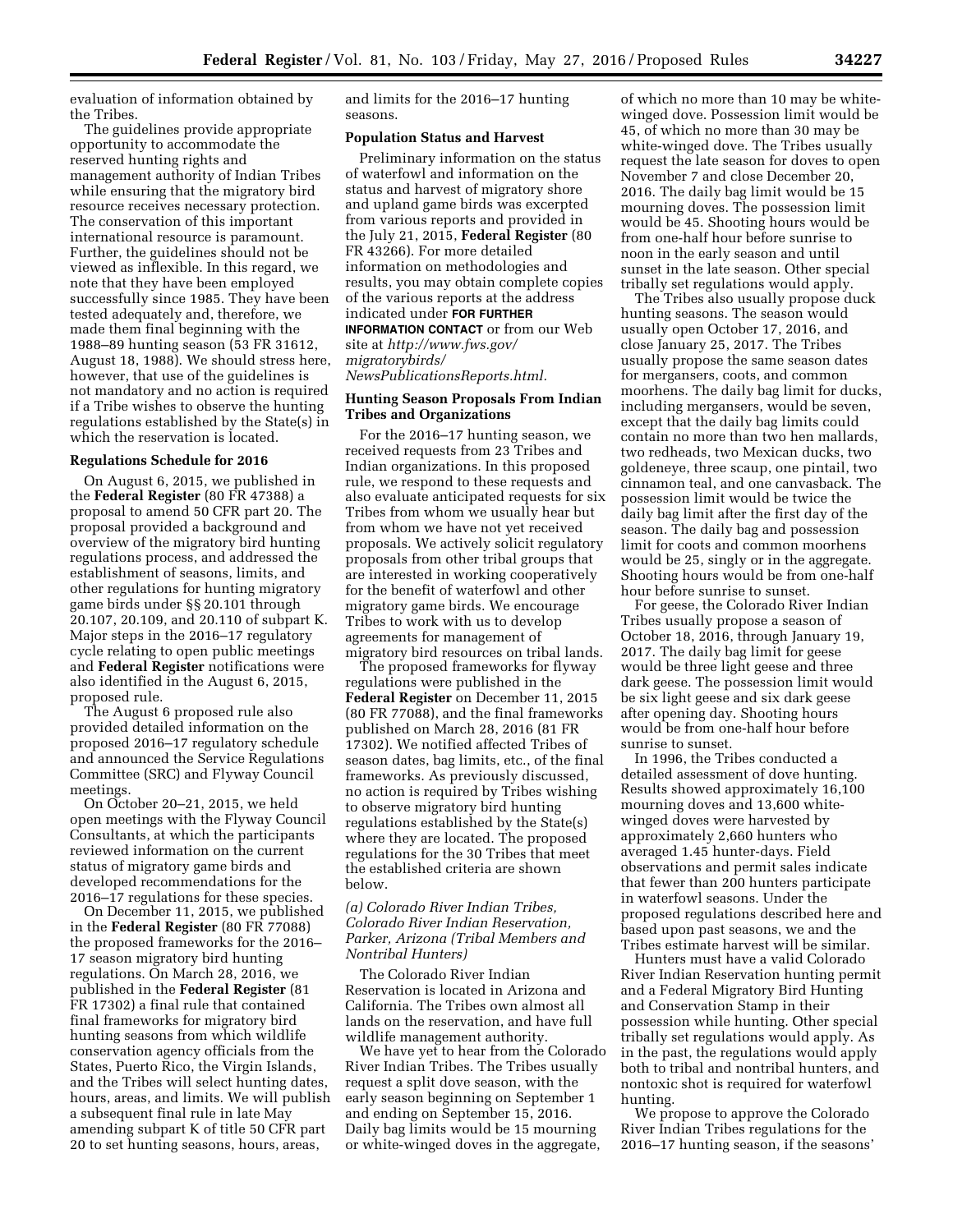evaluation of information obtained by the Tribes.

The guidelines provide appropriate opportunity to accommodate the reserved hunting rights and management authority of Indian Tribes while ensuring that the migratory bird resource receives necessary protection. The conservation of this important international resource is paramount. Further, the guidelines should not be viewed as inflexible. In this regard, we note that they have been employed successfully since 1985. They have been tested adequately and, therefore, we made them final beginning with the 1988–89 hunting season (53 FR 31612, August 18, 1988). We should stress here, however, that use of the guidelines is not mandatory and no action is required if a Tribe wishes to observe the hunting regulations established by the State(s) in which the reservation is located.

**Regulations Schedule for 2016**

On August 6, 2015, we published in the **Federal Register** (80 FR 47388) a proposal to amend 50 CFR part 20. The proposal provided a background and overview of the migratory bird hunting regulations process, and addressed the establishment of seasons, limits, and other regulations for hunting migratory game birds under §§ 20.101 through 20.107, 20.109, and 20.110 of subpart K. Major steps in the 2016–17 regulatory cycle relating to open public meetings and **Federal Register** notifications were also identified in the August 6, 2015, proposed rule.

The August 6 proposed rule also provided detailed information on the proposed 2016–17 regulatory schedule and announced the Service Regulations Committee (SRC) and Flyway Council meetings.

On October 20–21, 2015, we held open meetings with the Flyway Council Consultants, at which the participants reviewed information on the current status of migratory game birds and developed recommendations for the 2016–17 regulations for these species.

On December 11, 2015, we published in the **Federal Register** (80 FR 77088) the proposed frameworks for the 2016–17 season migratory bird hunting regulations. On March 28, 2016, we published in the **Federal Register** (81 FR 17302) a final rule that contained final frameworks for migratory bird hunting seasons from which wildlife conservation agency officials from the States, Puerto Rico, the Virgin Islands, and the Tribes will select hunting dates, hours, areas, and limits. We will publish a subsequent final rule in late May amending subpart K of title 50 CFR part 20 to set hunting seasons, hours, areas, and limits for the 2016–17 hunting seasons.

**Population Status and Harvest**

Preliminary information on the status of waterfowl and information on the status and harvest of migratory shore and upland game birds was excerpted from various reports and provided in the July 21, 2015, **Federal Register** (80 FR 43266). For more detailed information on methodologies and results, you may obtain complete copies of the various reports at the address indicated under **FOR FURTHER INFORMATION CONTACT** or from our Web site at *http://www.fws.gov/migratorybirds/NewsPublicationsReports.html.*

**Hunting Season Proposals From Indian Tribes and Organizations**

For the 2016–17 hunting season, we received requests from 23 Tribes and Indian organizations. In this proposed rule, we respond to these requests and also evaluate anticipated requests for six Tribes from whom we usually hear but from whom we have not yet received proposals. We actively solicit regulatory proposals from other tribal groups that are interested in working cooperatively for the benefit of waterfowl and other migratory game birds. We encourage Tribes to work with us to develop agreements for management of migratory bird resources on tribal lands.

The proposed frameworks for flyway regulations were published in the **Federal Register** on December 11, 2015 (80 FR 77088), and the final frameworks published on March 28, 2016 (81 FR 17302). We notified affected Tribes of season dates, bag limits, etc., of the final frameworks. As previously discussed, no action is required by Tribes wishing to observe migratory bird hunting regulations established by the State(s) where they are located. The proposed regulations for the 30 Tribes that meet the established criteria are shown below.

*(a) Colorado River Indian Tribes, Colorado River Indian Reservation, Parker, Arizona (Tribal Members and Nontribal Hunters)*

The Colorado River Indian Reservation is located in Arizona and California. The Tribes own almost all lands on the reservation, and have full wildlife management authority.

We have yet to hear from the Colorado River Indian Tribes. The Tribes usually request a split dove season, with the early season beginning on September 1 and ending on September 15, 2016. Daily bag limits would be 15 mourning or white-winged doves in the aggregate, of which no more than 10 may be white-winged dove. Possession limit would be 45, of which no more than 30 may be white-winged dove. The Tribes usually request the late season for doves to open November 7 and close December 20, 2016. The daily bag limit would be 15 mourning doves. The possession limit would be 45. Shooting hours would be from one-half hour before sunrise to noon in the early season and until sunset in the late season. Other special tribally set regulations would apply.

The Tribes also usually propose duck hunting seasons. The season would usually open October 17, 2016, and close January 25, 2017. The Tribes usually propose the same season dates for mergansers, coots, and common moorhens. The daily bag limit for ducks, including mergansers, would be seven, except that the daily bag limits could contain no more than two hen mallards, two redheads, two Mexican ducks, two goldeneye, three scaup, one pintail, two cinnamon teal, and one canvasback. The possession limit would be twice the daily bag limit after the first day of the season. The daily bag and possession limit for coots and common moorhens would be 25, singly or in the aggregate. Shooting hours would be from one-half hour before sunrise to sunset.

For geese, the Colorado River Indian Tribes usually propose a season of October 18, 2016, through January 19, 2017. The daily bag limit for geese would be three light geese and three dark geese. The possession limit would be six light geese and six dark geese after opening day. Shooting hours would be from one-half hour before sunrise to sunset.

In 1996, the Tribes conducted a detailed assessment of dove hunting. Results showed approximately 16,100 mourning doves and 13,600 white-winged doves were harvested by approximately 2,660 hunters who averaged 1.45 hunter-days. Field observations and permit sales indicate that fewer than 200 hunters participate in waterfowl seasons. Under the proposed regulations described here and based upon past seasons, we and the Tribes estimate harvest will be similar.

Hunters must have a valid Colorado River Indian Reservation hunting permit and a Federal Migratory Bird Hunting and Conservation Stamp in their possession while hunting. Other special tribally set regulations would apply. As in the past, the regulations would apply both to tribal and nontribal hunters, and nontoxic shot is required for waterfowl hunting.

We propose to approve the Colorado River Indian Tribes regulations for the 2016–17 hunting season, if the seasons'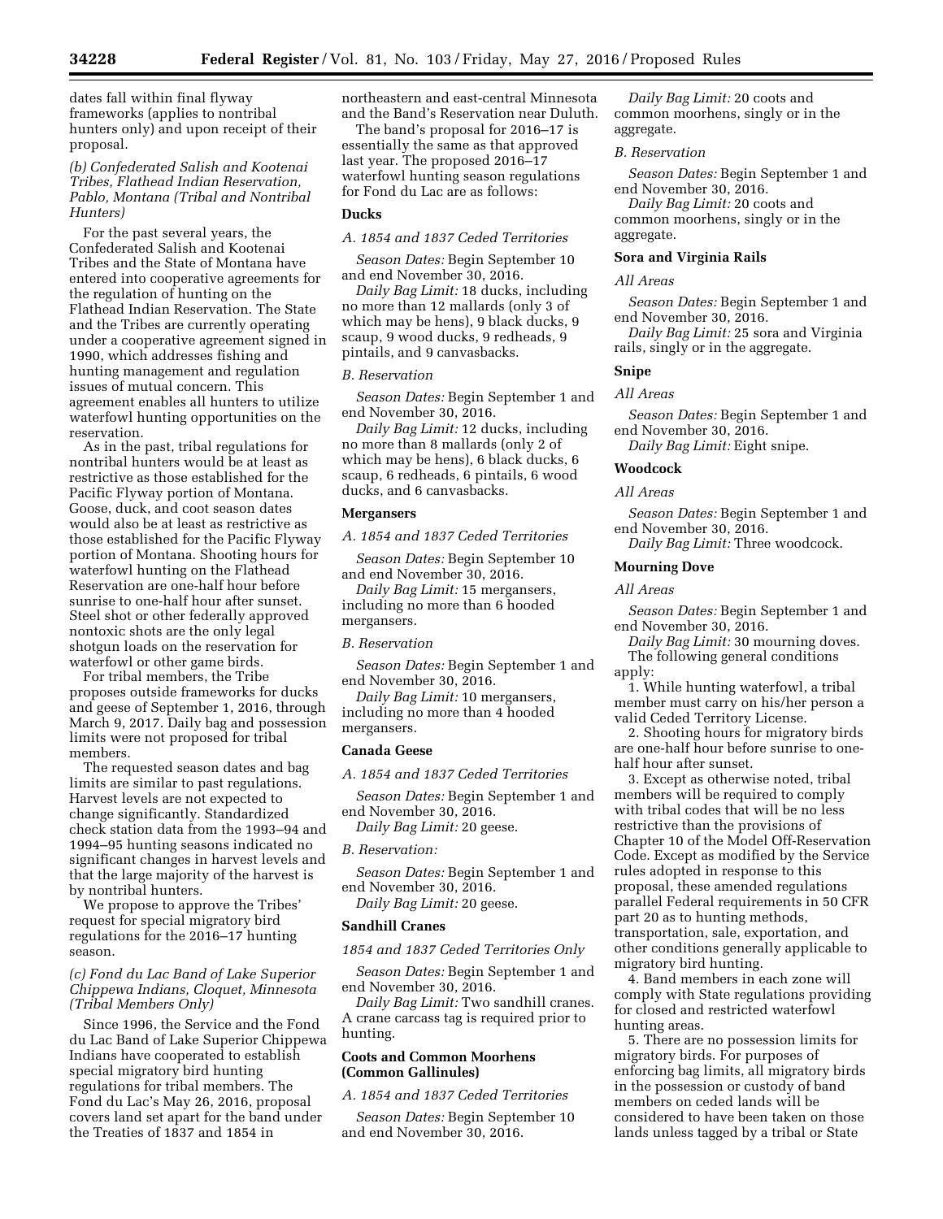dates fall within final flyway frameworks (applies to nontribal hunters only) and upon receipt of their proposal.

*(b) Confederated Salish and Kootenai Tribes, Flathead Indian Reservation, Pablo, Montana (Tribal and Nontribal Hunters)*

For the past several years, the Confederated Salish and Kootenai Tribes and the State of Montana have entered into cooperative agreements for the regulation of hunting on the Flathead Indian Reservation. The State and the Tribes are currently operating under a cooperative agreement signed in 1990, which addresses fishing and hunting management and regulation issues of mutual concern. This agreement enables all hunters to utilize waterfowl hunting opportunities on the reservation.

As in the past, tribal regulations for nontribal hunters would be at least as restrictive as those established for the Pacific Flyway portion of Montana. Goose, duck, and coot season dates would also be at least as restrictive as those established for the Pacific Flyway portion of Montana. Shooting hours for waterfowl hunting on the Flathead Reservation are one-half hour before sunrise to one-half hour after sunset. Steel shot or other federally approved nontoxic shots are the only legal shotgun loads on the reservation for waterfowl or other game birds.

For tribal members, the Tribe proposes outside frameworks for ducks and geese of September 1, 2016, through March 9, 2017. Daily bag and possession limits were not proposed for tribal members.

The requested season dates and bag limits are similar to past regulations. Harvest levels are not expected to change significantly. Standardized check station data from the 1993–94 and 1994–95 hunting seasons indicated no significant changes in harvest levels and that the large majority of the harvest is by nontribal hunters.

We propose to approve the Tribes' request for special migratory bird regulations for the 2016–17 hunting season.

*(c) Fond du Lac Band of Lake Superior Chippewa Indians, Cloquet, Minnesota (Tribal Members Only)*

Since 1996, the Service and the Fond du Lac Band of Lake Superior Chippewa Indians have cooperated to establish special migratory bird hunting regulations for tribal members. The Fond du Lac's May 26, 2016, proposal covers land set apart for the band under the Treaties of 1837 and 1854 in northeastern and east-central Minnesota and the Band's Reservation near Duluth.

The band's proposal for 2016–17 is essentially the same as that approved last year. The proposed 2016–17 waterfowl hunting season regulations for Fond du Lac are as follows:

**Ducks**

*A. 1854 and 1837 Ceded Territories*

*Season Dates:* Begin September 10 and end November 30, 2016.

*Daily Bag Limit:* 18 ducks, including no more than 12 mallards (only 3 of which may be hens), 9 black ducks, 9 scaup, 9 wood ducks, 9 redheads, 9 pintails, and 9 canvasbacks.

*B. Reservation*

*Season Dates:* Begin September 1 and end November 30, 2016.

*Daily Bag Limit:* 12 ducks, including no more than 8 mallards (only 2 of which may be hens), 6 black ducks, 6 scaup, 6 redheads, 6 pintails, 6 wood ducks, and 6 canvasbacks.

**Mergansers**

*A. 1854 and 1837 Ceded Territories*

*Season Dates:* Begin September 10 and end November 30, 2016.

*Daily Bag Limit:* 15 mergansers, including no more than 6 hooded mergansers.

*B. Reservation*

*Season Dates:* Begin September 1 and end November 30, 2016.

*Daily Bag Limit:* 10 mergansers, including no more than 4 hooded mergansers.

**Canada Geese**

*A. 1854 and 1837 Ceded Territories*

*Season Dates:* Begin September 1 and end November 30, 2016.

*Daily Bag Limit:* 20 geese.

*B. Reservation:*

*Season Dates:* Begin September 1 and end November 30, 2016.

*Daily Bag Limit:* 20 geese.

**Sandhill Cranes**

*1854 and 1837 Ceded Territories Only*

*Season Dates:* Begin September 1 and end November 30, 2016.

*Daily Bag Limit:* Two sandhill cranes. A crane carcass tag is required prior to hunting.

**Coots and Common Moorhens (Common Gallinules)**

*A. 1854 and 1837 Ceded Territories*

*Season Dates:* Begin September 10 and end November 30, 2016.

*Daily Bag Limit:* 20 coots and common moorhens, singly or in the aggregate.

*B. Reservation*

*Season Dates:* Begin September 1 and end November 30, 2016.

*Daily Bag Limit:* 20 coots and common moorhens, singly or in the aggregate.

**Sora and Virginia Rails**

*All Areas*

*Season Dates:* Begin September 1 and end November 30, 2016.

*Daily Bag Limit:* 25 sora and Virginia rails, singly or in the aggregate.

**Snipe**

*All Areas*

*Season Dates:* Begin September 1 and end November 30, 2016.

*Daily Bag Limit:* Eight snipe.

**Woodcock**

*All Areas*

*Season Dates:* Begin September 1 and end November 30, 2016.

*Daily Bag Limit:* Three woodcock.

**Mourning Dove**

*All Areas*

*Season Dates:* Begin September 1 and end November 30, 2016.

*Daily Bag Limit:* 30 mourning doves.

The following general conditions apply:

1. While hunting waterfowl, a tribal member must carry on his/her person a valid Ceded Territory License.

2. Shooting hours for migratory birds are one-half hour before sunrise to one-half hour after sunset.

3. Except as otherwise noted, tribal members will be required to comply with tribal codes that will be no less restrictive than the provisions of Chapter 10 of the Model Off-Reservation Code. Except as modified by the Service rules adopted in response to this proposal, these amended regulations parallel Federal requirements in 50 CFR part 20 as to hunting methods, transportation, sale, exportation, and other conditions generally applicable to migratory bird hunting.

4. Band members in each zone will comply with State regulations providing for closed and restricted waterfowl hunting areas.

5. There are no possession limits for migratory birds. For purposes of enforcing bag limits, all migratory birds in the possession or custody of band members on ceded lands will be considered to have been taken on those lands unless tagged by a tribal or State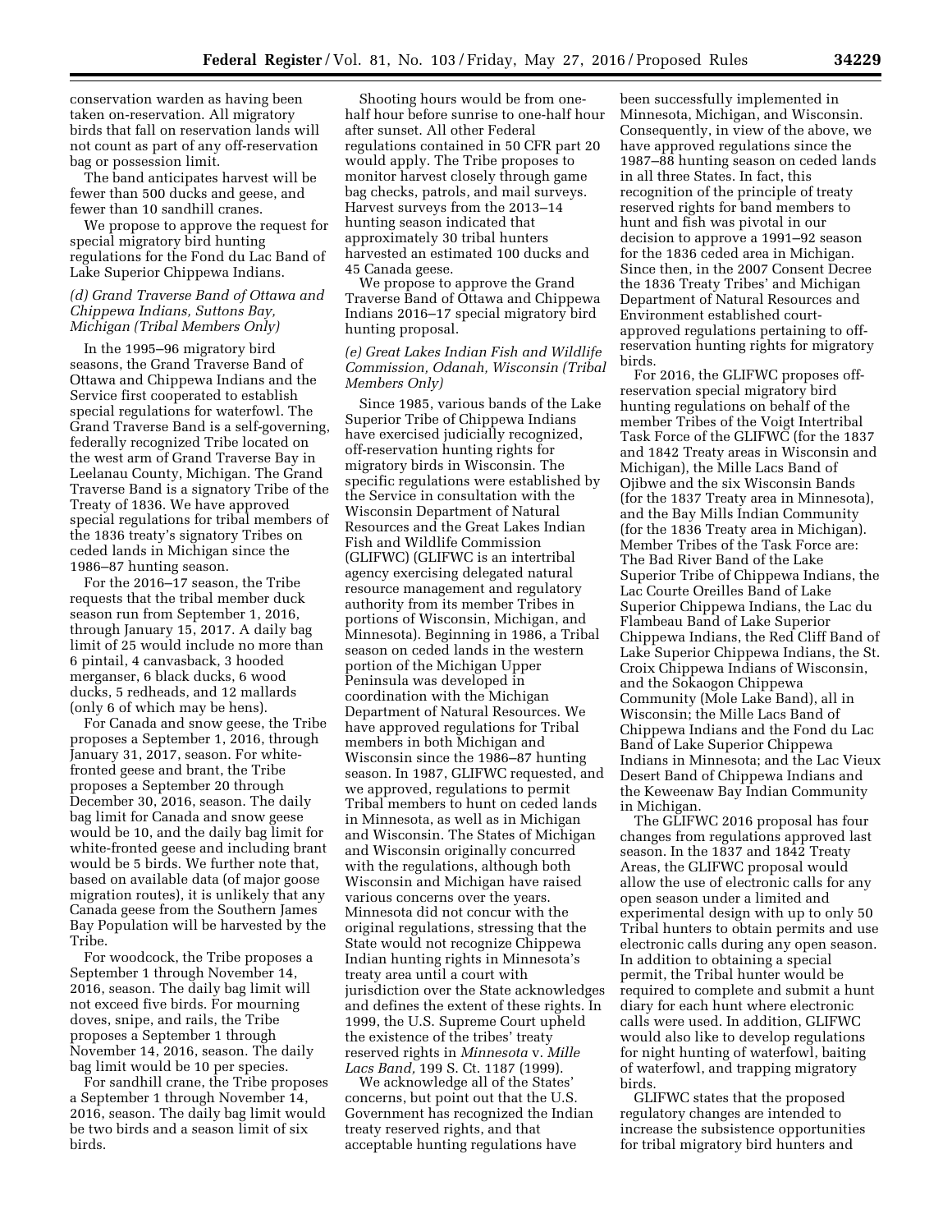conservation warden as having been taken on-reservation. All migratory birds that fall on reservation lands will not count as part of any off-reservation bag or possession limit.

The band anticipates harvest will be fewer than 500 ducks and geese, and fewer than 10 sandhill cranes.

We propose to approve the request for special migratory bird hunting regulations for the Fond du Lac Band of Lake Superior Chippewa Indians.

### *(d) Grand Traverse Band of Ottawa and Chippewa Indians, Suttons Bay, Michigan (Tribal Members Only)*

In the 1995–96 migratory bird seasons, the Grand Traverse Band of Ottawa and Chippewa Indians and the Service first cooperated to establish special regulations for waterfowl. The Grand Traverse Band is a self-governing, federally recognized Tribe located on the west arm of Grand Traverse Bay in Leelanau County, Michigan. The Grand Traverse Band is a signatory Tribe of the Treaty of 1836. We have approved special regulations for tribal members of the 1836 treaty's signatory Tribes on ceded lands in Michigan since the 1986–87 hunting season.

For the 2016–17 season, the Tribe requests that the tribal member duck season run from September 1, 2016, through January 15, 2017. A daily bag limit of 25 would include no more than 6 pintail, 4 canvasback, 3 hooded merganser, 6 black ducks, 6 wood ducks, 5 redheads, and 12 mallards (only 6 of which may be hens).

For Canada and snow geese, the Tribe proposes a September 1, 2016, through January 31, 2017, season. For white-fronted geese and brant, the Tribe proposes a September 20 through December 30, 2016, season. The daily bag limit for Canada and snow geese would be 10, and the daily bag limit for white-fronted geese and including brant would be 5 birds. We further note that, based on available data (of major goose migration routes), it is unlikely that any Canada geese from the Southern James Bay Population will be harvested by the Tribe.

For woodcock, the Tribe proposes a September 1 through November 14, 2016, season. The daily bag limit will not exceed five birds. For mourning doves, snipe, and rails, the Tribe proposes a September 1 through November 14, 2016, season. The daily bag limit would be 10 per species.

For sandhill crane, the Tribe proposes a September 1 through November 14, 2016, season. The daily bag limit would be two birds and a season limit of six birds.

Shooting hours would be from one-half hour before sunrise to one-half hour after sunset. All other Federal regulations contained in 50 CFR part 20 would apply. The Tribe proposes to monitor harvest closely through game bag checks, patrols, and mail surveys. Harvest surveys from the 2013–14 hunting season indicated that approximately 30 tribal hunters harvested an estimated 100 ducks and 45 Canada geese.

We propose to approve the Grand Traverse Band of Ottawa and Chippewa Indians 2016–17 special migratory bird hunting proposal.

### *(e) Great Lakes Indian Fish and Wildlife Commission, Odanah, Wisconsin (Tribal Members Only)*

Since 1985, various bands of the Lake Superior Tribe of Chippewa Indians have exercised judicially recognized, off-reservation hunting rights for migratory birds in Wisconsin. The specific regulations were established by the Service in consultation with the Wisconsin Department of Natural Resources and the Great Lakes Indian Fish and Wildlife Commission (GLIFWC) (GLIFWC is an intertribal agency exercising delegated natural resource management and regulatory authority from its member Tribes in portions of Wisconsin, Michigan, and Minnesota). Beginning in 1986, a Tribal season on ceded lands in the western portion of the Michigan Upper Peninsula was developed in coordination with the Michigan Department of Natural Resources. We have approved regulations for Tribal members in both Michigan and Wisconsin since the 1986–87 hunting season. In 1987, GLIFWC requested, and we approved, regulations to permit Tribal members to hunt on ceded lands in Minnesota, as well as in Michigan and Wisconsin. The States of Michigan and Wisconsin originally concurred with the regulations, although both Wisconsin and Michigan have raised various concerns over the years. Minnesota did not concur with the original regulations, stressing that the State would not recognize Chippewa Indian hunting rights in Minnesota's treaty area until a court with jurisdiction over the State acknowledges and defines the extent of these rights. In 1999, the U.S. Supreme Court upheld the existence of the tribes' treaty reserved rights in *Minnesota* v. *Mille Lacs Band,* 199 S. Ct. 1187 (1999).

We acknowledge all of the States' concerns, but point out that the U.S. Government has recognized the Indian treaty reserved rights, and that acceptable hunting regulations have been successfully implemented in Minnesota, Michigan, and Wisconsin. Consequently, in view of the above, we have approved regulations since the 1987–88 hunting season on ceded lands in all three States. In fact, this recognition of the principle of treaty reserved rights for band members to hunt and fish was pivotal in our decision to approve a 1991–92 season for the 1836 ceded area in Michigan. Since then, in the 2007 Consent Decree the 1836 Treaty Tribes' and Michigan Department of Natural Resources and Environment established court-approved regulations pertaining to off-reservation hunting rights for migratory birds.

For 2016, the GLIFWC proposes off-reservation special migratory bird hunting regulations on behalf of the member Tribes of the Voigt Intertribal Task Force of the GLIFWC (for the 1837 and 1842 Treaty areas in Wisconsin and Michigan), the Mille Lacs Band of Ojibwe and the six Wisconsin Bands (for the 1837 Treaty area in Minnesota), and the Bay Mills Indian Community (for the 1836 Treaty area in Michigan). Member Tribes of the Task Force are: The Bad River Band of the Lake Superior Tribe of Chippewa Indians, the Lac Courte Oreilles Band of Lake Superior Chippewa Indians, the Lac du Flambeau Band of Lake Superior Chippewa Indians, the Red Cliff Band of Lake Superior Chippewa Indians, the St. Croix Chippewa Indians of Wisconsin, and the Sokaogon Chippewa Community (Mole Lake Band), all in Wisconsin; the Mille Lacs Band of Chippewa Indians and the Fond du Lac Band of Lake Superior Chippewa Indians in Minnesota; and the Lac Vieux Desert Band of Chippewa Indians and the Keweenaw Bay Indian Community in Michigan.

The GLIFWC 2016 proposal has four changes from regulations approved last season. In the 1837 and 1842 Treaty Areas, the GLIFWC proposal would allow the use of electronic calls for any open season under a limited and experimental design with up to only 50 Tribal hunters to obtain permits and use electronic calls during any open season. In addition to obtaining a special permit, the Tribal hunter would be required to complete and submit a hunt diary for each hunt where electronic calls were used. In addition, GLIFWC would also like to develop regulations for night hunting of waterfowl, baiting of waterfowl, and trapping migratory birds.

GLIFWC states that the proposed regulatory changes are intended to increase the subsistence opportunities for tribal migratory bird hunters and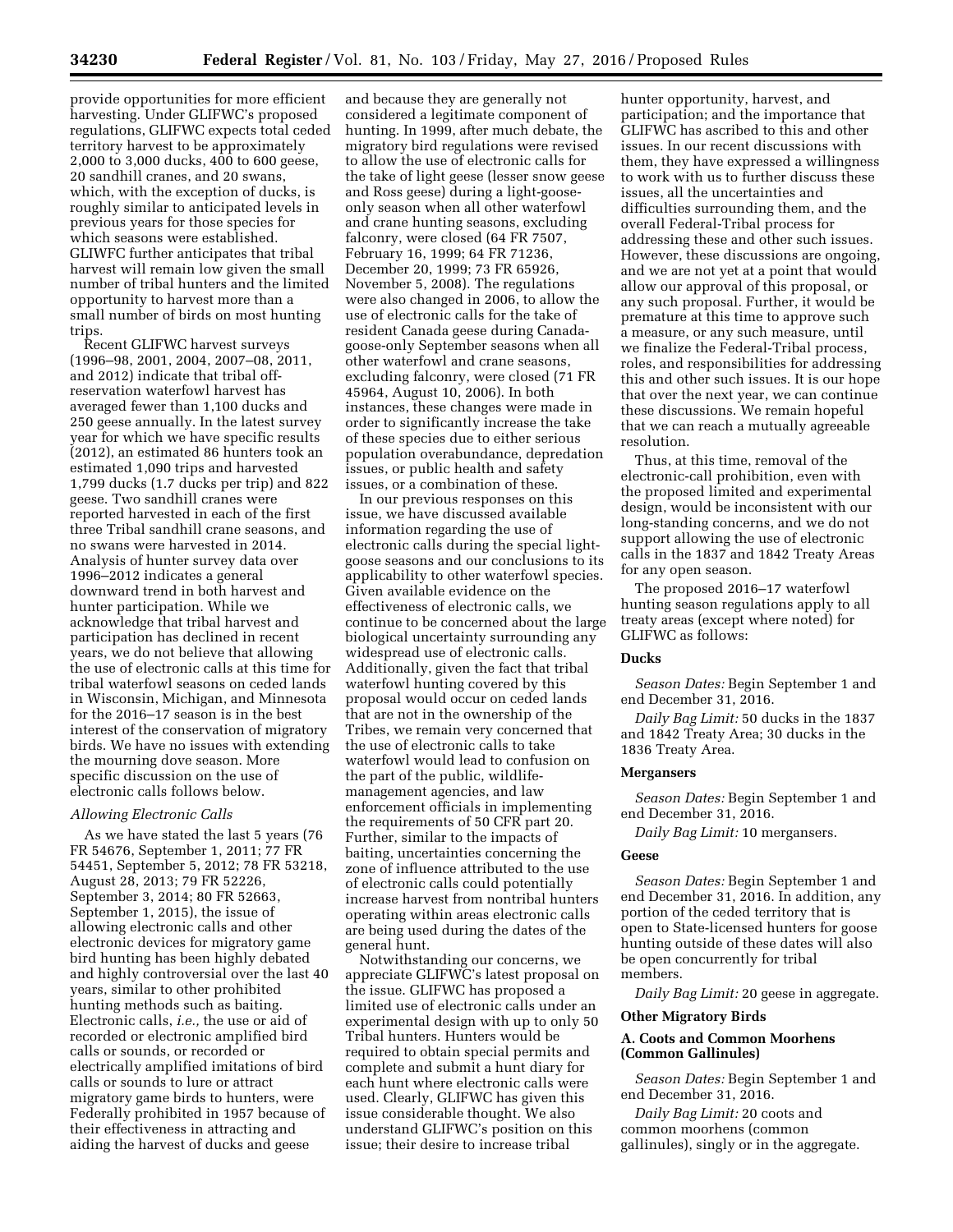provide opportunities for more efficient harvesting. Under GLIFWC's proposed regulations, GLIFWC expects total ceded territory harvest to be approximately 2,000 to 3,000 ducks, 400 to 600 geese, 20 sandhill cranes, and 20 swans, which, with the exception of ducks, is roughly similar to anticipated levels in previous years for those species for which seasons were established. GLIWFC further anticipates that tribal harvest will remain low given the small number of tribal hunters and the limited opportunity to harvest more than a small number of birds on most hunting trips.

Recent GLIFWC harvest surveys (1996–98, 2001, 2004, 2007–08, 2011, and 2012) indicate that tribal off-reservation waterfowl harvest has averaged fewer than 1,100 ducks and 250 geese annually. In the latest survey year for which we have specific results (2012), an estimated 86 hunters took an estimated 1,090 trips and harvested 1,799 ducks (1.7 ducks per trip) and 822 geese. Two sandhill cranes were reported harvested in each of the first three Tribal sandhill crane seasons, and no swans were harvested in 2014. Analysis of hunter survey data over 1996–2012 indicates a general downward trend in both harvest and hunter participation. While we acknowledge that tribal harvest and participation has declined in recent years, we do not believe that allowing the use of electronic calls at this time for tribal waterfowl seasons on ceded lands in Wisconsin, Michigan, and Minnesota for the 2016–17 season is in the best interest of the conservation of migratory birds. We have no issues with extending the mourning dove season. More specific discussion on the use of electronic calls follows below.

*Allowing Electronic Calls*

As we have stated the last 5 years (76 FR 54676, September 1, 2011; 77 FR 54451, September 5, 2012; 78 FR 53218, August 28, 2013; 79 FR 52226, September 3, 2014; 80 FR 52663, September 1, 2015), the issue of allowing electronic calls and other electronic devices for migratory game bird hunting has been highly debated and highly controversial over the last 40 years, similar to other prohibited hunting methods such as baiting. Electronic calls, *i.e.,* the use or aid of recorded or electronic amplified bird calls or sounds, or recorded or electrically amplified imitations of bird calls or sounds to lure or attract migratory game birds to hunters, were Federally prohibited in 1957 because of their effectiveness in attracting and aiding the harvest of ducks and geese and because they are generally not considered a legitimate component of hunting. In 1999, after much debate, the migratory bird regulations were revised to allow the use of electronic calls for the take of light geese (lesser snow geese and Ross geese) during a light-goose-only season when all other waterfowl and crane hunting seasons, excluding falconry, were closed (64 FR 7507, February 16, 1999; 64 FR 71236, December 20, 1999; 73 FR 65926, November 5, 2008). The regulations were also changed in 2006, to allow the use of electronic calls for the take of resident Canada geese during Canada-goose-only September seasons when all other waterfowl and crane seasons, excluding falconry, were closed (71 FR 45964, August 10, 2006). In both instances, these changes were made in order to significantly increase the take of these species due to either serious population overabundance, depredation issues, or public health and safety issues, or a combination of these.

In our previous responses on this issue, we have discussed available information regarding the use of electronic calls during the special light-goose seasons and our conclusions to its applicability to other waterfowl species. Given available evidence on the effectiveness of electronic calls, we continue to be concerned about the large biological uncertainty surrounding any widespread use of electronic calls. Additionally, given the fact that tribal waterfowl hunting covered by this proposal would occur on ceded lands that are not in the ownership of the Tribes, we remain very concerned that the use of electronic calls to take waterfowl would lead to confusion on the part of the public, wildlife-management agencies, and law enforcement officials in implementing the requirements of 50 CFR part 20. Further, similar to the impacts of baiting, uncertainties concerning the zone of influence attributed to the use of electronic calls could potentially increase harvest from nontribal hunters operating within areas electronic calls are being used during the dates of the general hunt.

Notwithstanding our concerns, we appreciate GLIFWC's latest proposal on the issue. GLIFWC has proposed a limited use of electronic calls under an experimental design with up to only 50 Tribal hunters. Hunters would be required to obtain special permits and complete and submit a hunt diary for each hunt where electronic calls were used. Clearly, GLIFWC has given this issue considerable thought. We also understand GLIFWC's position on this issue; their desire to increase tribal hunter opportunity, harvest, and participation; and the importance that GLIFWC has ascribed to this and other issues. In our recent discussions with them, they have expressed a willingness to work with us to further discuss these issues, all the uncertainties and difficulties surrounding them, and the overall Federal-Tribal process for addressing these and other such issues. However, these discussions are ongoing, and we are not yet at a point that would allow our approval of this proposal, or any such proposal. Further, it would be premature at this time to approve such a measure, or any such measure, until we finalize the Federal-Tribal process, roles, and responsibilities for addressing this and other such issues. It is our hope that over the next year, we can continue these discussions. We remain hopeful that we can reach a mutually agreeable resolution.

Thus, at this time, removal of the electronic-call prohibition, even with the proposed limited and experimental design, would be inconsistent with our long-standing concerns, and we do not support allowing the use of electronic calls in the 1837 and 1842 Treaty Areas for any open season.

The proposed 2016–17 waterfowl hunting season regulations apply to all treaty areas (except where noted) for GLIFWC as follows:

**Ducks**

*Season Dates:* Begin September 1 and end December 31, 2016.

*Daily Bag Limit:* 50 ducks in the 1837 and 1842 Treaty Area; 30 ducks in the 1836 Treaty Area.

**Mergansers**

*Season Dates:* Begin September 1 and end December 31, 2016.

*Daily Bag Limit:* 10 mergansers.

**Geese**

*Season Dates:* Begin September 1 and end December 31, 2016. In addition, any portion of the ceded territory that is open to State-licensed hunters for goose hunting outside of these dates will also be open concurrently for tribal members.

*Daily Bag Limit:* 20 geese in aggregate.

**Other Migratory Birds**

**A. Coots and Common Moorhens (Common Gallinules)**

*Season Dates:* Begin September 1 and end December 31, 2016.

*Daily Bag Limit:* 20 coots and common moorhens (common gallinules), singly or in the aggregate.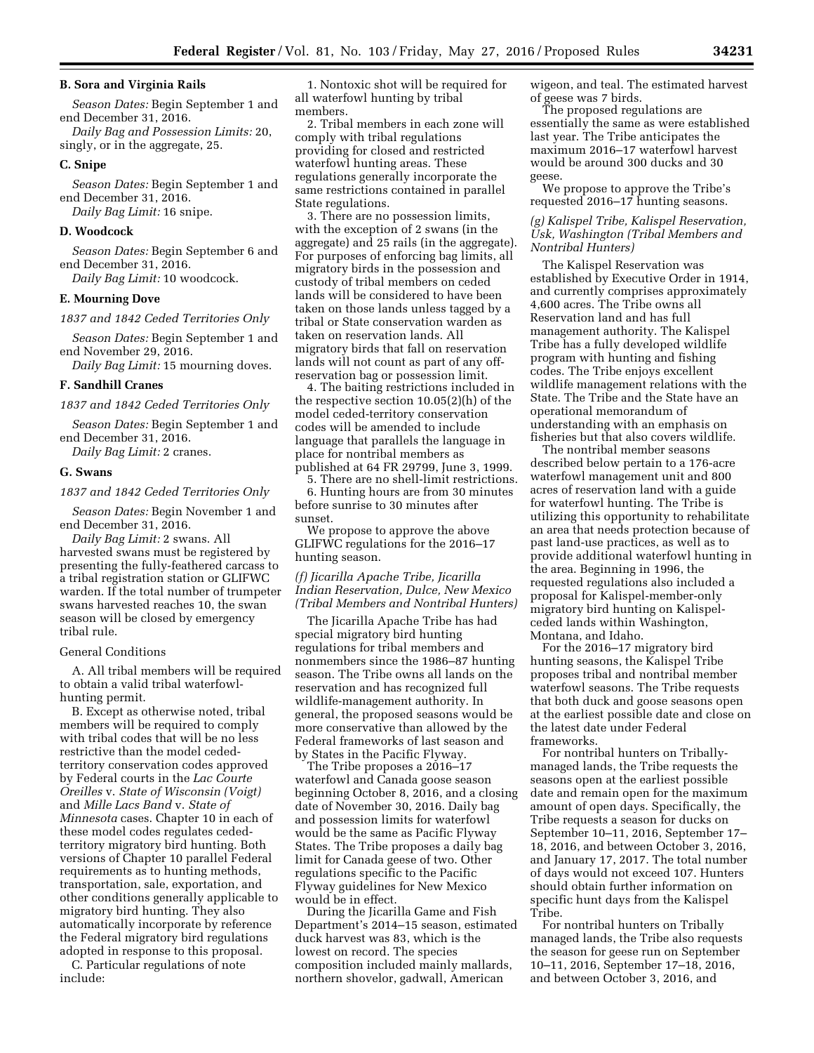### B. Sora and Virginia Rails

*Season Dates:* Begin September 1 and end December 31, 2016.

*Daily Bag and Possession Limits:* 20, singly, or in the aggregate, 25.

### C. Snipe

*Season Dates:* Begin September 1 and end December 31, 2016.

*Daily Bag Limit:* 16 snipe.

### D. Woodcock

*Season Dates:* Begin September 6 and end December 31, 2016.

*Daily Bag Limit:* 10 woodcock.

### E. Mourning Dove

*1837 and 1842 Ceded Territories Only*

*Season Dates:* Begin September 1 and end November 29, 2016.

*Daily Bag Limit:* 15 mourning doves.

### F. Sandhill Cranes

*1837 and 1842 Ceded Territories Only*

*Season Dates:* Begin September 1 and end December 31, 2016.

*Daily Bag Limit:* 2 cranes.

### G. Swans

*1837 and 1842 Ceded Territories Only*

*Season Dates:* Begin November 1 and end December 31, 2016.

*Daily Bag Limit:* 2 swans. All harvested swans must be registered by presenting the fully-feathered carcass to a tribal registration station or GLIFWC warden. If the total number of trumpeter swans harvested reaches 10, the swan season will be closed by emergency tribal rule.

General Conditions

A. All tribal members will be required to obtain a valid tribal waterfowl-hunting permit.

B. Except as otherwise noted, tribal members will be required to comply with tribal codes that will be no less restrictive than the model ceded-territory conservation codes approved by Federal courts in the *Lac Courte Oreilles* v. *State of Wisconsin (Voigt)* and *Mille Lacs Band* v. *State of Minnesota* cases. Chapter 10 in each of these model codes regulates ceded-territory migratory bird hunting. Both versions of Chapter 10 parallel Federal requirements as to hunting methods, transportation, sale, exportation, and other conditions generally applicable to migratory bird hunting. They also automatically incorporate by reference the Federal migratory bird regulations adopted in response to this proposal.

C. Particular regulations of note include:

1. Nontoxic shot will be required for all waterfowl hunting by tribal members.

2. Tribal members in each zone will comply with tribal regulations providing for closed and restricted waterfowl hunting areas. These regulations generally incorporate the same restrictions contained in parallel State regulations.

3. There are no possession limits, with the exception of 2 swans (in the aggregate) and 25 rails (in the aggregate). For purposes of enforcing bag limits, all migratory birds in the possession and custody of tribal members on ceded lands will be considered to have been taken on those lands unless tagged by a tribal or State conservation warden as taken on reservation lands. All migratory birds that fall on reservation lands will not count as part of any off-reservation bag or possession limit.

4. The baiting restrictions included in the respective section 10.05(2)(h) of the model ceded-territory conservation codes will be amended to include language that parallels the language in place for nontribal members as published at 64 FR 29799, June 3, 1999.

5. There are no shell-limit restrictions.

6. Hunting hours are from 30 minutes before sunrise to 30 minutes after sunset.

We propose to approve the above GLIFWC regulations for the 2016–17 hunting season.

#### *(f) Jicarilla Apache Tribe, Jicarilla Indian Reservation, Dulce, New Mexico (Tribal Members and Nontribal Hunters)*

The Jicarilla Apache Tribe has had special migratory bird hunting regulations for tribal members and nonmembers since the 1986–87 hunting season. The Tribe owns all lands on the reservation and has recognized full wildlife-management authority. In general, the proposed seasons would be more conservative than allowed by the Federal frameworks of last season and by States in the Pacific Flyway.

The Tribe proposes a 2016–17 waterfowl and Canada goose season beginning October 8, 2016, and a closing date of November 30, 2016. Daily bag and possession limits for waterfowl would be the same as Pacific Flyway States. The Tribe proposes a daily bag limit for Canada geese of two. Other regulations specific to the Pacific Flyway guidelines for New Mexico would be in effect.

During the Jicarilla Game and Fish Department's 2014–15 season, estimated duck harvest was 83, which is the lowest on record. The species composition included mainly mallards, northern shovelor, gadwall, American wigeon, and teal. The estimated harvest of geese was 7 birds.

The proposed regulations are essentially the same as were established last year. The Tribe anticipates the maximum 2016–17 waterfowl harvest would be around 300 ducks and 30 geese.

We propose to approve the Tribe's requested 2016–17 hunting seasons.

#### *(g) Kalispel Tribe, Kalispel Reservation, Usk, Washington (Tribal Members and Nontribal Hunters)*

The Kalispel Reservation was established by Executive Order in 1914, and currently comprises approximately 4,600 acres. The Tribe owns all Reservation land and has full management authority. The Kalispel Tribe has a fully developed wildlife program with hunting and fishing codes. The Tribe enjoys excellent wildlife management relations with the State. The Tribe and the State have an operational memorandum of understanding with an emphasis on fisheries but that also covers wildlife.

The nontribal member seasons described below pertain to a 176-acre waterfowl management unit and 800 acres of reservation land with a guide for waterfowl hunting. The Tribe is utilizing this opportunity to rehabilitate an area that needs protection because of past land-use practices, as well as to provide additional waterfowl hunting in the area. Beginning in 1996, the requested regulations also included a proposal for Kalispel-member-only migratory bird hunting on Kalispel-ceded lands within Washington, Montana, and Idaho.

For the 2016–17 migratory bird hunting seasons, the Kalispel Tribe proposes tribal and nontribal member waterfowl seasons. The Tribe requests that both duck and goose seasons open at the earliest possible date and close on the latest date under Federal frameworks.

For nontribal hunters on Tribally-managed lands, the Tribe requests the seasons open at the earliest possible date and remain open for the maximum amount of open days. Specifically, the Tribe requests a season for ducks on September 10–11, 2016, September 17–18, 2016, and between October 3, 2016, and January 17, 2017. The total number of days would not exceed 107. Hunters should obtain further information on specific hunt days from the Kalispel Tribe.

For nontribal hunters on Tribally managed lands, the Tribe also requests the season for geese run on September 10–11, 2016, September 17–18, 2016, and between October 3, 2016, and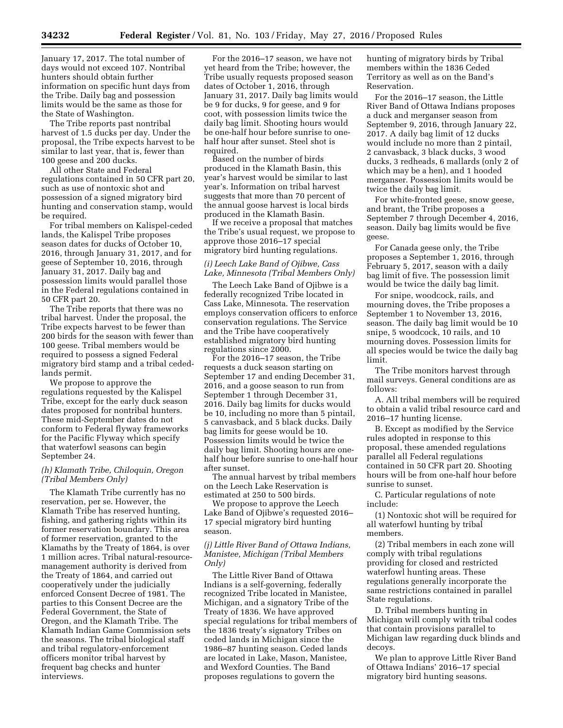January 17, 2017. The total number of days would not exceed 107. Nontribal hunters should obtain further information on specific hunt days from the Tribe. Daily bag and possession limits would be the same as those for the State of Washington.

The Tribe reports past nontribal harvest of 1.5 ducks per day. Under the proposal, the Tribe expects harvest to be similar to last year, that is, fewer than 100 geese and 200 ducks.

All other State and Federal regulations contained in 50 CFR part 20, such as use of nontoxic shot and possession of a signed migratory bird hunting and conservation stamp, would be required.

For tribal members on Kalispel-ceded lands, the Kalispel Tribe proposes season dates for ducks of October 10, 2016, through January 31, 2017, and for geese of September 10, 2016, through January 31, 2017. Daily bag and possession limits would parallel those in the Federal regulations contained in 50 CFR part 20.

The Tribe reports that there was no tribal harvest. Under the proposal, the Tribe expects harvest to be fewer than 200 birds for the season with fewer than 100 geese. Tribal members would be required to possess a signed Federal migratory bird stamp and a tribal ceded-lands permit.

We propose to approve the regulations requested by the Kalispel Tribe, except for the early duck season dates proposed for nontribal hunters. These mid-September dates do not conform to Federal flyway frameworks for the Pacific Flyway which specify that waterfowl seasons can begin September 24.

*(h) Klamath Tribe, Chiloquin, Oregon (Tribal Members Only)*

The Klamath Tribe currently has no reservation, per se. However, the Klamath Tribe has reserved hunting, fishing, and gathering rights within its former reservation boundary. This area of former reservation, granted to the Klamaths by the Treaty of 1864, is over 1 million acres. Tribal natural-resource-management authority is derived from the Treaty of 1864, and carried out cooperatively under the judicially enforced Consent Decree of 1981. The parties to this Consent Decree are the Federal Government, the State of Oregon, and the Klamath Tribe. The Klamath Indian Game Commission sets the seasons. The tribal biological staff and tribal regulatory-enforcement officers monitor tribal harvest by frequent bag checks and hunter interviews.

For the 2016–17 season, we have not yet heard from the Tribe; however, the Tribe usually requests proposed season dates of October 1, 2016, through January 31, 2017. Daily bag limits would be 9 for ducks, 9 for geese, and 9 for coot, with possession limits twice the daily bag limit. Shooting hours would be one-half hour before sunrise to one-half hour after sunset. Steel shot is required.

Based on the number of birds produced in the Klamath Basin, this year's harvest would be similar to last year's. Information on tribal harvest suggests that more than 70 percent of the annual goose harvest is local birds produced in the Klamath Basin.

If we receive a proposal that matches the Tribe's usual request, we propose to approve those 2016–17 special migratory bird hunting regulations.

*(i) Leech Lake Band of Ojibwe, Cass Lake, Minnesota (Tribal Members Only)*

The Leech Lake Band of Ojibwe is a federally recognized Tribe located in Cass Lake, Minnesota. The reservation employs conservation officers to enforce conservation regulations. The Service and the Tribe have cooperatively established migratory bird hunting regulations since 2000.

For the 2016–17 season, the Tribe requests a duck season starting on September 17 and ending December 31, 2016, and a goose season to run from September 1 through December 31, 2016. Daily bag limits for ducks would be 10, including no more than 5 pintail, 5 canvasback, and 5 black ducks. Daily bag limits for geese would be 10. Possession limits would be twice the daily bag limit. Shooting hours are one-half hour before sunrise to one-half hour after sunset.

The annual harvest by tribal members on the Leech Lake Reservation is estimated at 250 to 500 birds.

We propose to approve the Leech Lake Band of Ojibwe's requested 2016–17 special migratory bird hunting season.

*(j) Little River Band of Ottawa Indians, Manistee, Michigan (Tribal Members Only)*

The Little River Band of Ottawa Indians is a self-governing, federally recognized Tribe located in Manistee, Michigan, and a signatory Tribe of the Treaty of 1836. We have approved special regulations for tribal members of the 1836 treaty's signatory Tribes on ceded lands in Michigan since the 1986–87 hunting season. Ceded lands are located in Lake, Mason, Manistee, and Wexford Counties. The Band proposes regulations to govern the hunting of migratory birds by Tribal members within the 1836 Ceded Territory as well as on the Band's Reservation.

For the 2016–17 season, the Little River Band of Ottawa Indians proposes a duck and merganser season from September 9, 2016, through January 22, 2017. A daily bag limit of 12 ducks would include no more than 2 pintail, 2 canvasback, 3 black ducks, 3 wood ducks, 3 redheads, 6 mallards (only 2 of which may be a hen), and 1 hooded merganser. Possession limits would be twice the daily bag limit.

For white-fronted geese, snow geese, and brant, the Tribe proposes a September 7 through December 4, 2016, season. Daily bag limits would be five geese.

For Canada geese only, the Tribe proposes a September 1, 2016, through February 5, 2017, season with a daily bag limit of five. The possession limit would be twice the daily bag limit.

For snipe, woodcock, rails, and mourning doves, the Tribe proposes a September 1 to November 13, 2016, season. The daily bag limit would be 10 snipe, 5 woodcock, 10 rails, and 10 mourning doves. Possession limits for all species would be twice the daily bag limit.

The Tribe monitors harvest through mail surveys. General conditions are as follows:

A. All tribal members will be required to obtain a valid tribal resource card and 2016–17 hunting license.

B. Except as modified by the Service rules adopted in response to this proposal, these amended regulations parallel all Federal regulations contained in 50 CFR part 20. Shooting hours will be from one-half hour before sunrise to sunset.

C. Particular regulations of note include:

(1) Nontoxic shot will be required for all waterfowl hunting by tribal members.

(2) Tribal members in each zone will comply with tribal regulations providing for closed and restricted waterfowl hunting areas. These regulations generally incorporate the same restrictions contained in parallel State regulations.

D. Tribal members hunting in Michigan will comply with tribal codes that contain provisions parallel to Michigan law regarding duck blinds and decoys.

We plan to approve Little River Band of Ottawa Indians' 2016–17 special migratory bird hunting seasons.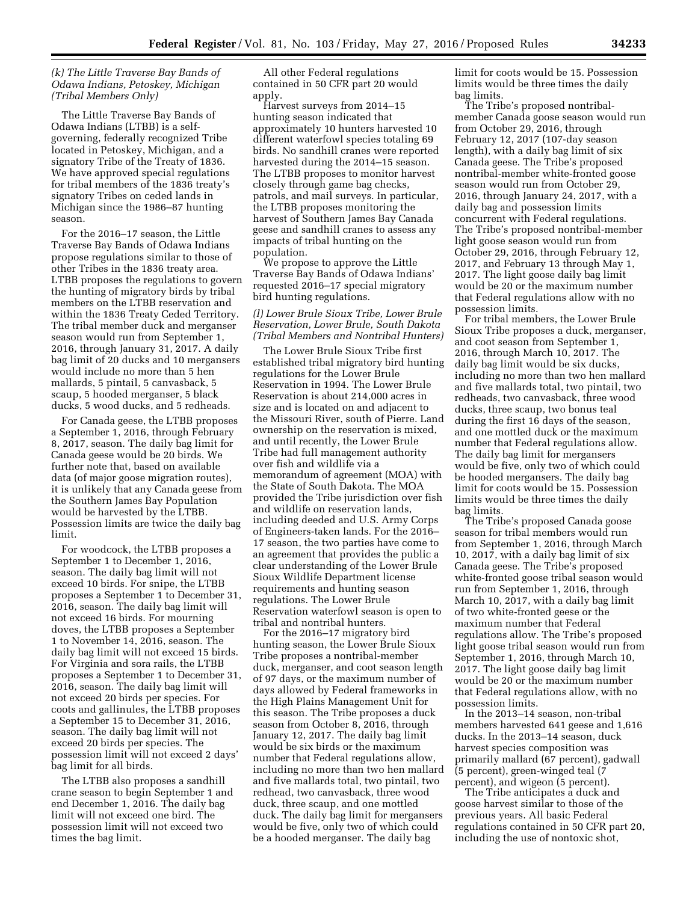*(k) The Little Traverse Bay Bands of Odawa Indians, Petoskey, Michigan (Tribal Members Only)*

The Little Traverse Bay Bands of Odawa Indians (LTBB) is a self-governing, federally recognized Tribe located in Petoskey, Michigan, and a signatory Tribe of the Treaty of 1836. We have approved special regulations for tribal members of the 1836 treaty's signatory Tribes on ceded lands in Michigan since the 1986–87 hunting season.

For the 2016–17 season, the Little Traverse Bay Bands of Odawa Indians propose regulations similar to those of other Tribes in the 1836 treaty area. LTBB proposes the regulations to govern the hunting of migratory birds by tribal members on the LTBB reservation and within the 1836 Treaty Ceded Territory. The tribal member duck and merganser season would run from September 1, 2016, through January 31, 2017. A daily bag limit of 20 ducks and 10 mergansers would include no more than 5 hen mallards, 5 pintail, 5 canvasback, 5 scaup, 5 hooded merganser, 5 black ducks, 5 wood ducks, and 5 redheads.

For Canada geese, the LTBB proposes a September 1, 2016, through February 8, 2017, season. The daily bag limit for Canada geese would be 20 birds. We further note that, based on available data (of major goose migration routes), it is unlikely that any Canada geese from the Southern James Bay Population would be harvested by the LTBB. Possession limits are twice the daily bag limit.

For woodcock, the LTBB proposes a September 1 to December 1, 2016, season. The daily bag limit will not exceed 10 birds. For snipe, the LTBB proposes a September 1 to December 31, 2016, season. The daily bag limit will not exceed 16 birds. For mourning doves, the LTBB proposes a September 1 to November 14, 2016, season. The daily bag limit will not exceed 15 birds. For Virginia and sora rails, the LTBB proposes a September 1 to December 31, 2016, season. The daily bag limit will not exceed 20 birds per species. For coots and gallinules, the LTBB proposes a September 15 to December 31, 2016, season. The daily bag limit will not exceed 20 birds per species. The possession limit will not exceed 2 days' bag limit for all birds.

The LTBB also proposes a sandhill crane season to begin September 1 and end December 1, 2016. The daily bag limit will not exceed one bird. The possession limit will not exceed two times the bag limit.

All other Federal regulations contained in 50 CFR part 20 would apply.

Harvest surveys from 2014–15 hunting season indicated that approximately 10 hunters harvested 10 different waterfowl species totaling 69 birds. No sandhill cranes were reported harvested during the 2014–15 season. The LTBB proposes to monitor harvest closely through game bag checks, patrols, and mail surveys. In particular, the LTBB proposes monitoring the harvest of Southern James Bay Canada geese and sandhill cranes to assess any impacts of tribal hunting on the population.

We propose to approve the Little Traverse Bay Bands of Odawa Indians' requested 2016–17 special migratory bird hunting regulations.

*(l) Lower Brule Sioux Tribe, Lower Brule Reservation, Lower Brule, South Dakota (Tribal Members and Nontribal Hunters)*

The Lower Brule Sioux Tribe first established tribal migratory bird hunting regulations for the Lower Brule Reservation in 1994. The Lower Brule Reservation is about 214,000 acres in size and is located on and adjacent to the Missouri River, south of Pierre. Land ownership on the reservation is mixed, and until recently, the Lower Brule Tribe had full management authority over fish and wildlife via a memorandum of agreement (MOA) with the State of South Dakota. The MOA provided the Tribe jurisdiction over fish and wildlife on reservation lands, including deeded and U.S. Army Corps of Engineers-taken lands. For the 2016–17 season, the two parties have come to an agreement that provides the public a clear understanding of the Lower Brule Sioux Wildlife Department license requirements and hunting season regulations. The Lower Brule Reservation waterfowl season is open to tribal and nontribal hunters.

For the 2016–17 migratory bird hunting season, the Lower Brule Sioux Tribe proposes a nontribal-member duck, merganser, and coot season length of 97 days, or the maximum number of days allowed by Federal frameworks in the High Plains Management Unit for this season. The Tribe proposes a duck season from October 8, 2016, through January 12, 2017. The daily bag limit would be six birds or the maximum number that Federal regulations allow, including no more than two hen mallard and five mallards total, two pintail, two redhead, two canvasback, three wood duck, three scaup, and one mottled duck. The daily bag limit for mergansers would be five, only two of which could be a hooded merganser. The daily bag limit for coots would be 15. Possession limits would be three times the daily bag limits.

The Tribe's proposed nontribal-member Canada goose season would run from October 29, 2016, through February 12, 2017 (107-day season length), with a daily bag limit of six Canada geese. The Tribe's proposed nontribal-member white-fronted goose season would run from October 29, 2016, through January 24, 2017, with a daily bag and possession limits concurrent with Federal regulations. The Tribe's proposed nontribal-member light goose season would run from October 29, 2016, through February 12, 2017, and February 13 through May 1, 2017. The light goose daily bag limit would be 20 or the maximum number that Federal regulations allow with no possession limits.

For tribal members, the Lower Brule Sioux Tribe proposes a duck, merganser, and coot season from September 1, 2016, through March 10, 2017. The daily bag limit would be six ducks, including no more than two hen mallard and five mallards total, two pintail, two redheads, two canvasback, three wood ducks, three scaup, two bonus teal during the first 16 days of the season, and one mottled duck or the maximum number that Federal regulations allow. The daily bag limit for mergansers would be five, only two of which could be hooded mergansers. The daily bag limit for coots would be 15. Possession limits would be three times the daily bag limits.

The Tribe's proposed Canada goose season for tribal members would run from September 1, 2016, through March 10, 2017, with a daily bag limit of six Canada geese. The Tribe's proposed white-fronted goose tribal season would run from September 1, 2016, through March 10, 2017, with a daily bag limit of two white-fronted geese or the maximum number that Federal regulations allow. The Tribe's proposed light goose tribal season would run from September 1, 2016, through March 10, 2017. The light goose daily bag limit would be 20 or the maximum number that Federal regulations allow, with no possession limits.

In the 2013–14 season, non-tribal members harvested 641 geese and 1,616 ducks. In the 2013–14 season, duck harvest species composition was primarily mallard (67 percent), gadwall (5 percent), green-winged teal (7 percent), and wigeon (5 percent).

The Tribe anticipates a duck and goose harvest similar to those of the previous years. All basic Federal regulations contained in 50 CFR part 20, including the use of nontoxic shot,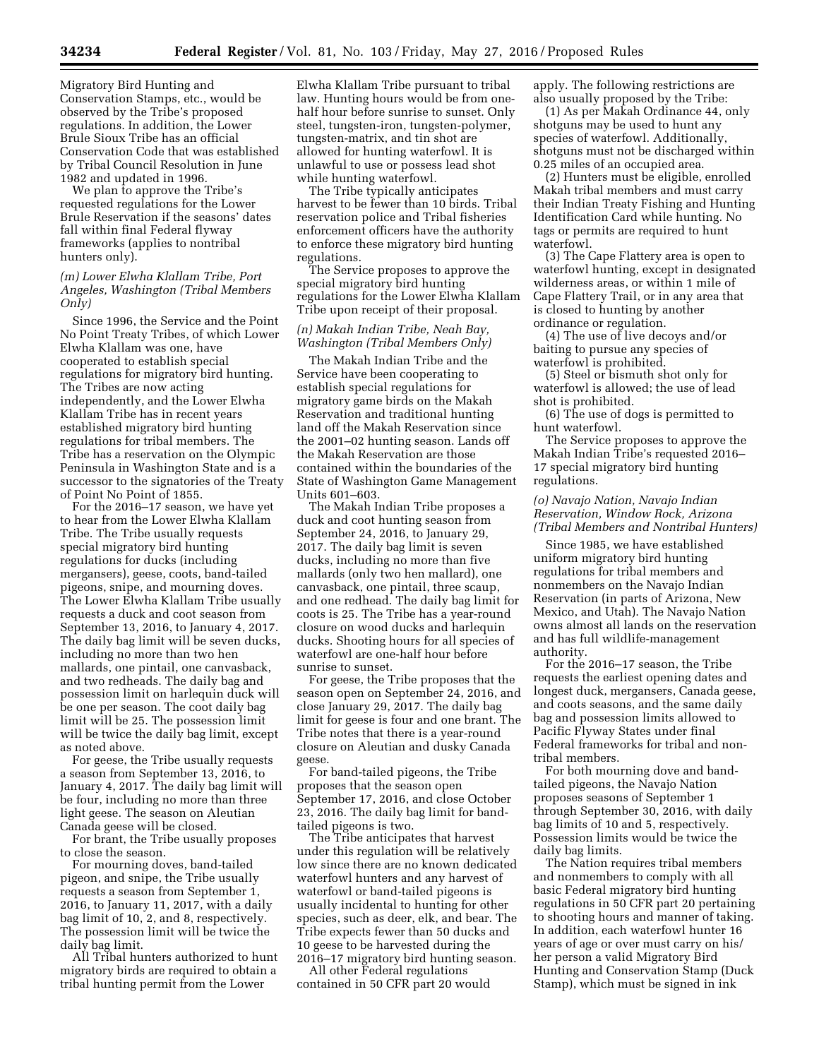Migratory Bird Hunting and Conservation Stamps, etc., would be observed by the Tribe's proposed regulations. In addition, the Lower Brule Sioux Tribe has an official Conservation Code that was established by Tribal Council Resolution in June 1982 and updated in 1996.

We plan to approve the Tribe's requested regulations for the Lower Brule Reservation if the seasons' dates fall within final Federal flyway frameworks (applies to nontribal hunters only).

### *(m) Lower Elwha Klallam Tribe, Port Angeles, Washington (Tribal Members Only)*

Since 1996, the Service and the Point No Point Treaty Tribes, of which Lower Elwha Klallam was one, have cooperated to establish special regulations for migratory bird hunting. The Tribes are now acting independently, and the Lower Elwha Klallam Tribe has in recent years established migratory bird hunting regulations for tribal members. The Tribe has a reservation on the Olympic Peninsula in Washington State and is a successor to the signatories of the Treaty of Point No Point of 1855.

For the 2016–17 season, we have yet to hear from the Lower Elwha Klallam Tribe. The Tribe usually requests special migratory bird hunting regulations for ducks (including mergansers), geese, coots, band-tailed pigeons, snipe, and mourning doves. The Lower Elwha Klallam Tribe usually requests a duck and coot season from September 13, 2016, to January 4, 2017. The daily bag limit will be seven ducks, including no more than two hen mallards, one pintail, one canvasback, and two redheads. The daily bag and possession limit on harlequin duck will be one per season. The coot daily bag limit will be 25. The possession limit will be twice the daily bag limit, except as noted above.

For geese, the Tribe usually requests a season from September 13, 2016, to January 4, 2017. The daily bag limit will be four, including no more than three light geese. The season on Aleutian Canada geese will be closed.

For brant, the Tribe usually proposes to close the season.

For mourning doves, band-tailed pigeon, and snipe, the Tribe usually requests a season from September 1, 2016, to January 11, 2017, with a daily bag limit of 10, 2, and 8, respectively. The possession limit will be twice the daily bag limit.

All Tribal hunters authorized to hunt migratory birds are required to obtain a tribal hunting permit from the Lower Elwha Klallam Tribe pursuant to tribal law. Hunting hours would be from one-half hour before sunrise to sunset. Only steel, tungsten-iron, tungsten-polymer, tungsten-matrix, and tin shot are allowed for hunting waterfowl. It is unlawful to use or possess lead shot while hunting waterfowl.

The Tribe typically anticipates harvest to be fewer than 10 birds. Tribal reservation police and Tribal fisheries enforcement officers have the authority to enforce these migratory bird hunting regulations.

The Service proposes to approve the special migratory bird hunting regulations for the Lower Elwha Klallam Tribe upon receipt of their proposal.

### *(n) Makah Indian Tribe, Neah Bay, Washington (Tribal Members Only)*

The Makah Indian Tribe and the Service have been cooperating to establish special regulations for migratory game birds on the Makah Reservation and traditional hunting land off the Makah Reservation since the 2001–02 hunting season. Lands off the Makah Reservation are those contained within the boundaries of the State of Washington Game Management Units 601–603.

The Makah Indian Tribe proposes a duck and coot hunting season from September 24, 2016, to January 29, 2017. The daily bag limit is seven ducks, including no more than five mallards (only two hen mallard), one canvasback, one pintail, three scaup, and one redhead. The daily bag limit for coots is 25. The Tribe has a year-round closure on wood ducks and harlequin ducks. Shooting hours for all species of waterfowl are one-half hour before sunrise to sunset.

For geese, the Tribe proposes that the season open on September 24, 2016, and close January 29, 2017. The daily bag limit for geese is four and one brant. The Tribe notes that there is a year-round closure on Aleutian and dusky Canada geese.

For band-tailed pigeons, the Tribe proposes that the season open September 17, 2016, and close October 23, 2016. The daily bag limit for band-tailed pigeons is two.

The Tribe anticipates that harvest under this regulation will be relatively low since there are no known dedicated waterfowl hunters and any harvest of waterfowl or band-tailed pigeons is usually incidental to hunting for other species, such as deer, elk, and bear. The Tribe expects fewer than 50 ducks and 10 geese to be harvested during the 2016–17 migratory bird hunting season.

All other Federal regulations contained in 50 CFR part 20 would apply. The following restrictions are also usually proposed by the Tribe:

(1) As per Makah Ordinance 44, only shotguns may be used to hunt any species of waterfowl. Additionally, shotguns must not be discharged within 0.25 miles of an occupied area.

(2) Hunters must be eligible, enrolled Makah tribal members and must carry their Indian Treaty Fishing and Hunting Identification Card while hunting. No tags or permits are required to hunt waterfowl.

(3) The Cape Flattery area is open to waterfowl hunting, except in designated wilderness areas, or within 1 mile of Cape Flattery Trail, or in any area that is closed to hunting by another ordinance or regulation.

(4) The use of live decoys and/or baiting to pursue any species of waterfowl is prohibited.

(5) Steel or bismuth shot only for waterfowl is allowed; the use of lead shot is prohibited.

(6) The use of dogs is permitted to hunt waterfowl.

The Service proposes to approve the Makah Indian Tribe's requested 2016–17 special migratory bird hunting regulations.

### *(o) Navajo Nation, Navajo Indian Reservation, Window Rock, Arizona (Tribal Members and Nontribal Hunters)*

Since 1985, we have established uniform migratory bird hunting regulations for tribal members and nonmembers on the Navajo Indian Reservation (in parts of Arizona, New Mexico, and Utah). The Navajo Nation owns almost all lands on the reservation and has full wildlife-management authority.

For the 2016–17 season, the Tribe requests the earliest opening dates and longest duck, mergansers, Canada geese, and coots seasons, and the same daily bag and possession limits allowed to Pacific Flyway States under final Federal frameworks for tribal and non-tribal members.

For both mourning dove and band-tailed pigeons, the Navajo Nation proposes seasons of September 1 through September 30, 2016, with daily bag limits of 10 and 5, respectively. Possession limits would be twice the daily bag limits.

The Nation requires tribal members and nonmembers to comply with all basic Federal migratory bird hunting regulations in 50 CFR part 20 pertaining to shooting hours and manner of taking. In addition, each waterfowl hunter 16 years of age or over must carry on his/her person a valid Migratory Bird Hunting and Conservation Stamp (Duck Stamp), which must be signed in ink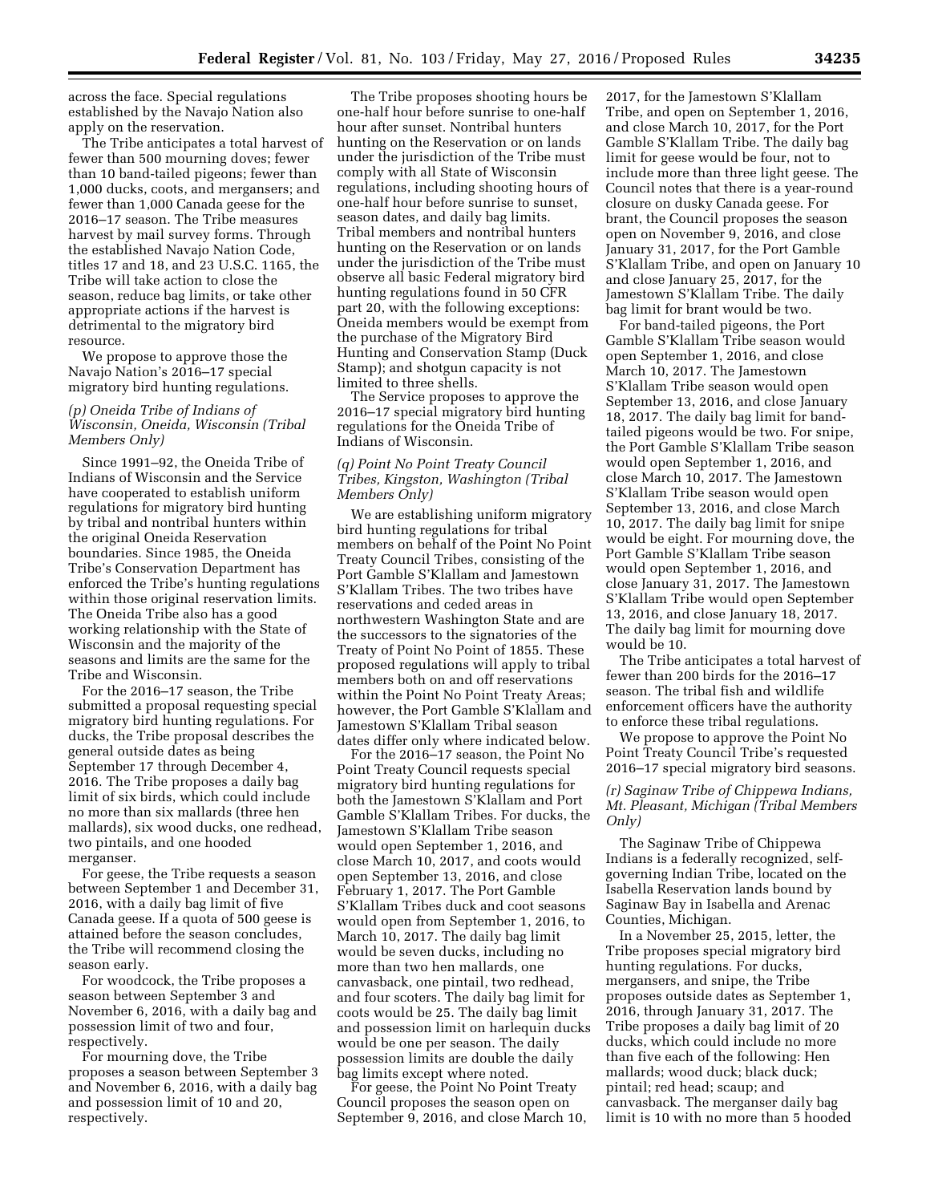across the face. Special regulations established by the Navajo Nation also apply on the reservation.

The Tribe anticipates a total harvest of fewer than 500 mourning doves; fewer than 10 band-tailed pigeons; fewer than 1,000 ducks, coots, and mergansers; and fewer than 1,000 Canada geese for the 2016–17 season. The Tribe measures harvest by mail survey forms. Through the established Navajo Nation Code, titles 17 and 18, and 23 U.S.C. 1165, the Tribe will take action to close the season, reduce bag limits, or take other appropriate actions if the harvest is detrimental to the migratory bird resource.

We propose to approve those the Navajo Nation's 2016–17 special migratory bird hunting regulations.

*(p) Oneida Tribe of Indians of Wisconsin, Oneida, Wisconsin (Tribal Members Only)*

Since 1991–92, the Oneida Tribe of Indians of Wisconsin and the Service have cooperated to establish uniform regulations for migratory bird hunting by tribal and nontribal hunters within the original Oneida Reservation boundaries. Since 1985, the Oneida Tribe's Conservation Department has enforced the Tribe's hunting regulations within those original reservation limits. The Oneida Tribe also has a good working relationship with the State of Wisconsin and the majority of the seasons and limits are the same for the Tribe and Wisconsin.

For the 2016–17 season, the Tribe submitted a proposal requesting special migratory bird hunting regulations. For ducks, the Tribe proposal describes the general outside dates as being September 17 through December 4, 2016. The Tribe proposes a daily bag limit of six birds, which could include no more than six mallards (three hen mallards), six wood ducks, one redhead, two pintails, and one hooded merganser.

For geese, the Tribe requests a season between September 1 and December 31, 2016, with a daily bag limit of five Canada geese. If a quota of 500 geese is attained before the season concludes, the Tribe will recommend closing the season early.

For woodcock, the Tribe proposes a season between September 3 and November 6, 2016, with a daily bag and possession limit of two and four, respectively.

For mourning dove, the Tribe proposes a season between September 3 and November 6, 2016, with a daily bag and possession limit of 10 and 20, respectively.

The Tribe proposes shooting hours be one-half hour before sunrise to one-half hour after sunset. Nontribal hunters hunting on the Reservation or on lands under the jurisdiction of the Tribe must comply with all State of Wisconsin regulations, including shooting hours of one-half hour before sunrise to sunset, season dates, and daily bag limits. Tribal members and nontribal hunters hunting on the Reservation or on lands under the jurisdiction of the Tribe must observe all basic Federal migratory bird hunting regulations found in 50 CFR part 20, with the following exceptions: Oneida members would be exempt from the purchase of the Migratory Bird Hunting and Conservation Stamp (Duck Stamp); and shotgun capacity is not limited to three shells.

The Service proposes to approve the 2016–17 special migratory bird hunting regulations for the Oneida Tribe of Indians of Wisconsin.

*(q) Point No Point Treaty Council Tribes, Kingston, Washington (Tribal Members Only)*

We are establishing uniform migratory bird hunting regulations for tribal members on behalf of the Point No Point Treaty Council Tribes, consisting of the Port Gamble S'Klallam and Jamestown S'Klallam Tribes. The two tribes have reservations and ceded areas in northwestern Washington State and are the successors to the signatories of the Treaty of Point No Point of 1855. These proposed regulations will apply to tribal members both on and off reservations within the Point No Point Treaty Areas; however, the Port Gamble S'Klallam and Jamestown S'Klallam Tribal season dates differ only where indicated below.

For the 2016–17 season, the Point No Point Treaty Council requests special migratory bird hunting regulations for both the Jamestown S'Klallam and Port Gamble S'Klallam Tribes. For ducks, the Jamestown S'Klallam Tribe season would open September 1, 2016, and close March 10, 2017, and coots would open September 13, 2016, and close February 1, 2017. The Port Gamble S'Klallam Tribes duck and coot seasons would open from September 1, 2016, to March 10, 2017. The daily bag limit would be seven ducks, including no more than two hen mallards, one canvasback, one pintail, two redhead, and four scoters. The daily bag limit for coots would be 25. The daily bag limit and possession limit on harlequin ducks would be one per season. The daily possession limits are double the daily bag limits except where noted.

For geese, the Point No Point Treaty Council proposes the season open on September 9, 2016, and close March 10, 2017, for the Jamestown S'Klallam Tribe, and open on September 1, 2016, and close March 10, 2017, for the Port Gamble S'Klallam Tribe. The daily bag limit for geese would be four, not to include more than three light geese. The Council notes that there is a year-round closure on dusky Canada geese. For brant, the Council proposes the season open on November 9, 2016, and close January 31, 2017, for the Port Gamble S'Klallam Tribe, and open on January 10 and close January 25, 2017, for the Jamestown S'Klallam Tribe. The daily bag limit for brant would be two.

For band-tailed pigeons, the Port Gamble S'Klallam Tribe season would open September 1, 2016, and close March 10, 2017. The Jamestown S'Klallam Tribe season would open September 13, 2016, and close January 18, 2017. The daily bag limit for band-tailed pigeons would be two. For snipe, the Port Gamble S'Klallam Tribe season would open September 1, 2016, and close March 10, 2017. The Jamestown S'Klallam Tribe season would open September 13, 2016, and close March 10, 2017. The daily bag limit for snipe would be eight. For mourning dove, the Port Gamble S'Klallam Tribe season would open September 1, 2016, and close January 31, 2017. The Jamestown S'Klallam Tribe would open September 13, 2016, and close January 18, 2017. The daily bag limit for mourning dove would be 10.

The Tribe anticipates a total harvest of fewer than 200 birds for the 2016–17 season. The tribal fish and wildlife enforcement officers have the authority to enforce these tribal regulations.

We propose to approve the Point No Point Treaty Council Tribe's requested 2016–17 special migratory bird seasons.

*(r) Saginaw Tribe of Chippewa Indians, Mt. Pleasant, Michigan (Tribal Members Only)*

The Saginaw Tribe of Chippewa Indians is a federally recognized, self-governing Indian Tribe, located on the Isabella Reservation lands bound by Saginaw Bay in Isabella and Arenac Counties, Michigan.

In a November 25, 2015, letter, the Tribe proposes special migratory bird hunting regulations. For ducks, mergansers, and snipe, the Tribe proposes outside dates as September 1, 2016, through January 31, 2017. The Tribe proposes a daily bag limit of 20 ducks, which could include no more than five each of the following: Hen mallards; wood duck; black duck; pintail; red head; scaup; and canvasback. The merganser daily bag limit is 10 with no more than 5 hooded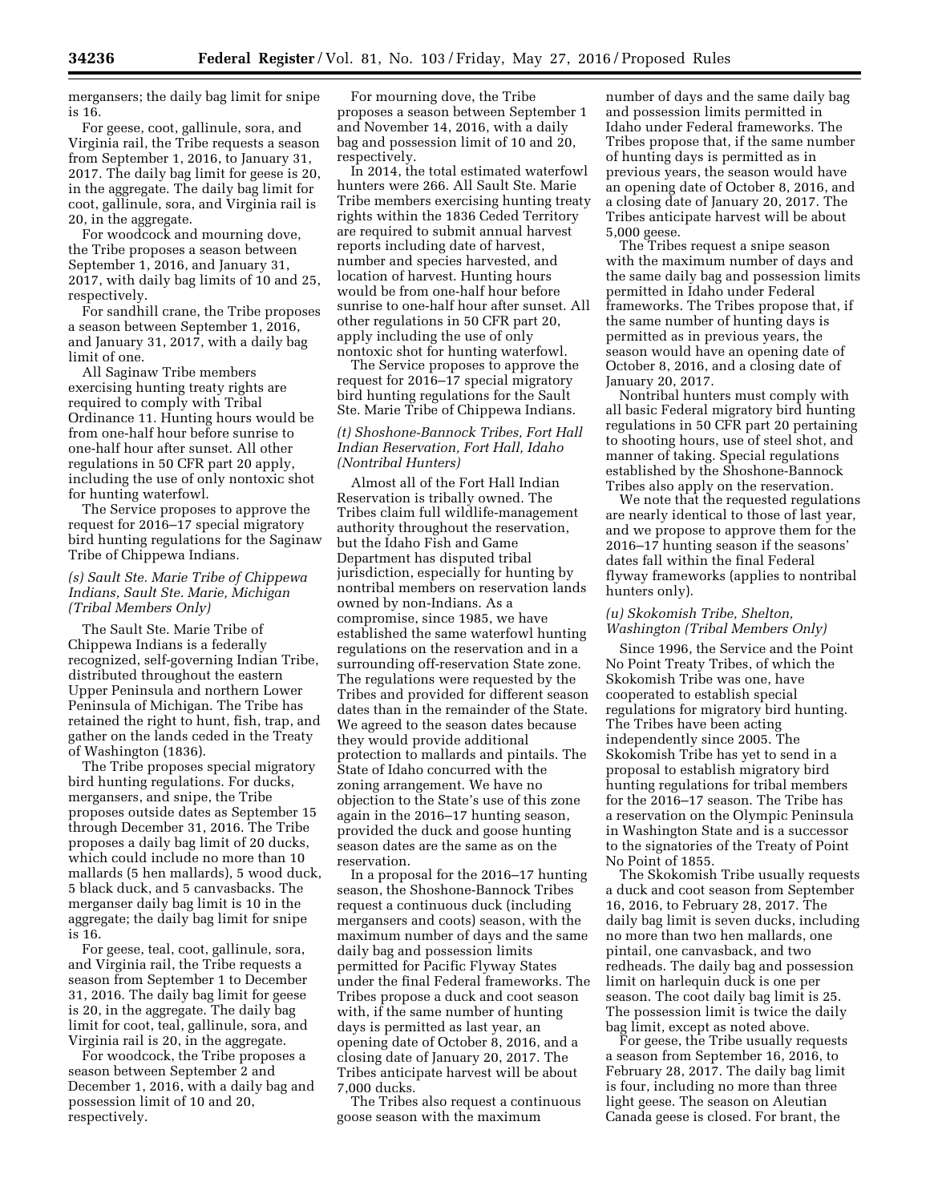mergansers; the daily bag limit for snipe is 16.

For geese, coot, gallinule, sora, and Virginia rail, the Tribe requests a season from September 1, 2016, to January 31, 2017. The daily bag limit for geese is 20, in the aggregate. The daily bag limit for coot, gallinule, sora, and Virginia rail is 20, in the aggregate.

For woodcock and mourning dove, the Tribe proposes a season between September 1, 2016, and January 31, 2017, with daily bag limits of 10 and 25, respectively.

For sandhill crane, the Tribe proposes a season between September 1, 2016, and January 31, 2017, with a daily bag limit of one.

All Saginaw Tribe members exercising hunting treaty rights are required to comply with Tribal Ordinance 11. Hunting hours would be from one-half hour before sunrise to one-half hour after sunset. All other regulations in 50 CFR part 20 apply, including the use of only nontoxic shot for hunting waterfowl.

The Service proposes to approve the request for 2016–17 special migratory bird hunting regulations for the Saginaw Tribe of Chippewa Indians.

*(s) Sault Ste. Marie Tribe of Chippewa Indians, Sault Ste. Marie, Michigan (Tribal Members Only)*

The Sault Ste. Marie Tribe of Chippewa Indians is a federally recognized, self-governing Indian Tribe, distributed throughout the eastern Upper Peninsula and northern Lower Peninsula of Michigan. The Tribe has retained the right to hunt, fish, trap, and gather on the lands ceded in the Treaty of Washington (1836).

The Tribe proposes special migratory bird hunting regulations. For ducks, mergansers, and snipe, the Tribe proposes outside dates as September 15 through December 31, 2016. The Tribe proposes a daily bag limit of 20 ducks, which could include no more than 10 mallards (5 hen mallards), 5 wood duck, 5 black duck, and 5 canvasbacks. The merganser daily bag limit is 10 in the aggregate; the daily bag limit for snipe is 16.

For geese, teal, coot, gallinule, sora, and Virginia rail, the Tribe requests a season from September 1 to December 31, 2016. The daily bag limit for geese is 20, in the aggregate. The daily bag limit for coot, teal, gallinule, sora, and Virginia rail is 20, in the aggregate.

For woodcock, the Tribe proposes a season between September 2 and December 1, 2016, with a daily bag and possession limit of 10 and 20, respectively.

For mourning dove, the Tribe proposes a season between September 1 and November 14, 2016, with a daily bag and possession limit of 10 and 20, respectively.

In 2014, the total estimated waterfowl hunters were 266. All Sault Ste. Marie Tribe members exercising hunting treaty rights within the 1836 Ceded Territory are required to submit annual harvest reports including date of harvest, number and species harvested, and location of harvest. Hunting hours would be from one-half hour before sunrise to one-half hour after sunset. All other regulations in 50 CFR part 20, apply including the use of only nontoxic shot for hunting waterfowl.

The Service proposes to approve the request for 2016–17 special migratory bird hunting regulations for the Sault Ste. Marie Tribe of Chippewa Indians.

*(t) Shoshone-Bannock Tribes, Fort Hall Indian Reservation, Fort Hall, Idaho (Nontribal Hunters)*

Almost all of the Fort Hall Indian Reservation is tribally owned. The Tribes claim full wildlife-management authority throughout the reservation, but the Idaho Fish and Game Department has disputed tribal jurisdiction, especially for hunting by nontribal members on reservation lands owned by non-Indians. As a compromise, since 1985, we have established the same waterfowl hunting regulations on the reservation and in a surrounding off-reservation State zone. The regulations were requested by the Tribes and provided for different season dates than in the remainder of the State. We agreed to the season dates because they would provide additional protection to mallards and pintails. The State of Idaho concurred with the zoning arrangement. We have no objection to the State's use of this zone again in the 2016–17 hunting season, provided the duck and goose hunting season dates are the same as on the reservation.

In a proposal for the 2016–17 hunting season, the Shoshone-Bannock Tribes request a continuous duck (including mergansers and coots) season, with the maximum number of days and the same daily bag and possession limits permitted for Pacific Flyway States under the final Federal frameworks. The Tribes propose a duck and coot season with, if the same number of hunting days is permitted as last year, an opening date of October 8, 2016, and a closing date of January 20, 2017. The Tribes anticipate harvest will be about 7,000 ducks.

The Tribes also request a continuous goose season with the maximum number of days and the same daily bag and possession limits permitted in Idaho under Federal frameworks. The Tribes propose that, if the same number of hunting days is permitted as in previous years, the season would have an opening date of October 8, 2016, and a closing date of January 20, 2017. The Tribes anticipate harvest will be about 5,000 geese.

The Tribes request a snipe season with the maximum number of days and the same daily bag and possession limits permitted in Idaho under Federal frameworks. The Tribes propose that, if the same number of hunting days is permitted as in previous years, the season would have an opening date of October 8, 2016, and a closing date of January 20, 2017.

Nontribal hunters must comply with all basic Federal migratory bird hunting regulations in 50 CFR part 20 pertaining to shooting hours, use of steel shot, and manner of taking. Special regulations established by the Shoshone-Bannock Tribes also apply on the reservation.

We note that the requested regulations are nearly identical to those of last year, and we propose to approve them for the 2016–17 hunting season if the seasons' dates fall within the final Federal flyway frameworks (applies to nontribal hunters only).

*(u) Skokomish Tribe, Shelton, Washington (Tribal Members Only)*

Since 1996, the Service and the Point No Point Treaty Tribes, of which the Skokomish Tribe was one, have cooperated to establish special regulations for migratory bird hunting. The Tribes have been acting independently since 2005. The Skokomish Tribe has yet to send in a proposal to establish migratory bird hunting regulations for tribal members for the 2016–17 season. The Tribe has a reservation on the Olympic Peninsula in Washington State and is a successor to the signatories of the Treaty of Point No Point of 1855.

The Skokomish Tribe usually requests a duck and coot season from September 16, 2016, to February 28, 2017. The daily bag limit is seven ducks, including no more than two hen mallards, one pintail, one canvasback, and two redheads. The daily bag and possession limit on harlequin duck is one per season. The coot daily bag limit is 25. The possession limit is twice the daily bag limit, except as noted above.

For geese, the Tribe usually requests a season from September 16, 2016, to February 28, 2017. The daily bag limit is four, including no more than three light geese. The season on Aleutian Canada geese is closed. For brant, the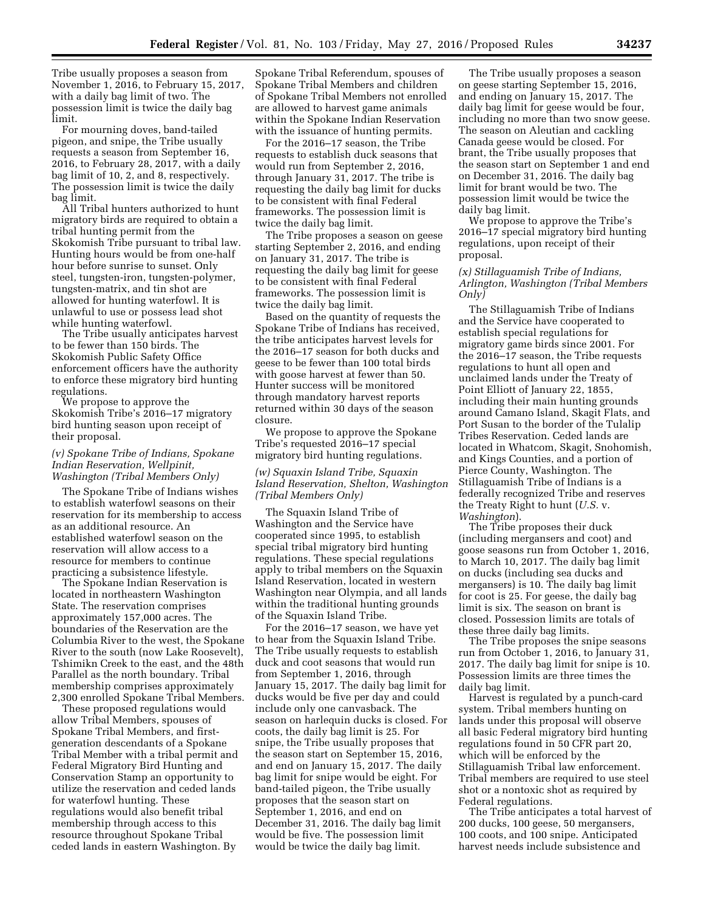Tribe usually proposes a season from November 1, 2016, to February 15, 2017, with a daily bag limit of two. The possession limit is twice the daily bag limit.

For mourning doves, band-tailed pigeon, and snipe, the Tribe usually requests a season from September 16, 2016, to February 28, 2017, with a daily bag limit of 10, 2, and 8, respectively. The possession limit is twice the daily bag limit.

All Tribal hunters authorized to hunt migratory birds are required to obtain a tribal hunting permit from the Skokomish Tribe pursuant to tribal law. Hunting hours would be from one-half hour before sunrise to sunset. Only steel, tungsten-iron, tungsten-polymer, tungsten-matrix, and tin shot are allowed for hunting waterfowl. It is unlawful to use or possess lead shot while hunting waterfowl.

The Tribe usually anticipates harvest to be fewer than 150 birds. The Skokomish Public Safety Office enforcement officers have the authority to enforce these migratory bird hunting regulations.

We propose to approve the Skokomish Tribe's 2016–17 migratory bird hunting season upon receipt of their proposal.

*(v) Spokane Tribe of Indians, Spokane Indian Reservation, Wellpinit, Washington (Tribal Members Only)*

The Spokane Tribe of Indians wishes to establish waterfowl seasons on their reservation for its membership to access as an additional resource. An established waterfowl season on the reservation will allow access to a resource for members to continue practicing a subsistence lifestyle.

The Spokane Indian Reservation is located in northeastern Washington State. The reservation comprises approximately 157,000 acres. The boundaries of the Reservation are the Columbia River to the west, the Spokane River to the south (now Lake Roosevelt), Tshimikn Creek to the east, and the 48th Parallel as the north boundary. Tribal membership comprises approximately 2,300 enrolled Spokane Tribal Members.

These proposed regulations would allow Tribal Members, spouses of Spokane Tribal Members, and first-generation descendants of a Spokane Tribal Member with a tribal permit and Federal Migratory Bird Hunting and Conservation Stamp an opportunity to utilize the reservation and ceded lands for waterfowl hunting. These regulations would also benefit tribal membership through access to this resource throughout Spokane Tribal ceded lands in eastern Washington. By Spokane Tribal Referendum, spouses of Spokane Tribal Members and children of Spokane Tribal Members not enrolled are allowed to harvest game animals within the Spokane Indian Reservation with the issuance of hunting permits.

For the 2016–17 season, the Tribe requests to establish duck seasons that would run from September 2, 2016, through January 31, 2017. The tribe is requesting the daily bag limit for ducks to be consistent with final Federal frameworks. The possession limit is twice the daily bag limit.

The Tribe proposes a season on geese starting September 2, 2016, and ending on January 31, 2017. The tribe is requesting the daily bag limit for geese to be consistent with final Federal frameworks. The possession limit is twice the daily bag limit.

Based on the quantity of requests the Spokane Tribe of Indians has received, the tribe anticipates harvest levels for the 2016–17 season for both ducks and geese to be fewer than 100 total birds with goose harvest at fewer than 50. Hunter success will be monitored through mandatory harvest reports returned within 30 days of the season closure.

We propose to approve the Spokane Tribe's requested 2016–17 special migratory bird hunting regulations.

*(w) Squaxin Island Tribe, Squaxin Island Reservation, Shelton, Washington (Tribal Members Only)*

The Squaxin Island Tribe of Washington and the Service have cooperated since 1995, to establish special tribal migratory bird hunting regulations. These special regulations apply to tribal members on the Squaxin Island Reservation, located in western Washington near Olympia, and all lands within the traditional hunting grounds of the Squaxin Island Tribe.

For the 2016–17 season, we have yet to hear from the Squaxin Island Tribe. The Tribe usually requests to establish duck and coot seasons that would run from September 1, 2016, through January 15, 2017. The daily bag limit for ducks would be five per day and could include only one canvasback. The season on harlequin ducks is closed. For coots, the daily bag limit is 25. For snipe, the Tribe usually proposes that the season start on September 15, 2016, and end on January 15, 2017. The daily bag limit for snipe would be eight. For band-tailed pigeon, the Tribe usually proposes that the season start on September 1, 2016, and end on December 31, 2016. The daily bag limit would be five. The possession limit would be twice the daily bag limit.

The Tribe usually proposes a season on geese starting September 15, 2016, and ending on January 15, 2017. The daily bag limit for geese would be four, including no more than two snow geese. The season on Aleutian and cackling Canada geese would be closed. For brant, the Tribe usually proposes that the season start on September 1 and end on December 31, 2016. The daily bag limit for brant would be two. The possession limit would be twice the daily bag limit.

We propose to approve the Tribe's 2016–17 special migratory bird hunting regulations, upon receipt of their proposal.

*(x) Stillaguamish Tribe of Indians, Arlington, Washington (Tribal Members Only)*

The Stillaguamish Tribe of Indians and the Service have cooperated to establish special regulations for migratory game birds since 2001. For the 2016–17 season, the Tribe requests regulations to hunt all open and unclaimed lands under the Treaty of Point Elliott of January 22, 1855, including their main hunting grounds around Camano Island, Skagit Flats, and Port Susan to the border of the Tulalip Tribes Reservation. Ceded lands are located in Whatcom, Skagit, Snohomish, and Kings Counties, and a portion of Pierce County, Washington. The Stillaguamish Tribe of Indians is a federally recognized Tribe and reserves the Treaty Right to hunt (*U.S.* v. *Washington*).

The Tribe proposes their duck (including mergansers and coot) and goose seasons run from October 1, 2016, to March 10, 2017. The daily bag limit on ducks (including sea ducks and mergansers) is 10. The daily bag limit for coot is 25. For geese, the daily bag limit is six. The season on brant is closed. Possession limits are totals of these three daily bag limits.

The Tribe proposes the snipe seasons run from October 1, 2016, to January 31, 2017. The daily bag limit for snipe is 10. Possession limits are three times the daily bag limit.

Harvest is regulated by a punch-card system. Tribal members hunting on lands under this proposal will observe all basic Federal migratory bird hunting regulations found in 50 CFR part 20, which will be enforced by the Stillaguamish Tribal law enforcement. Tribal members are required to use steel shot or a nontoxic shot as required by Federal regulations.

The Tribe anticipates a total harvest of 200 ducks, 100 geese, 50 mergansers, 100 coots, and 100 snipe. Anticipated harvest needs include subsistence and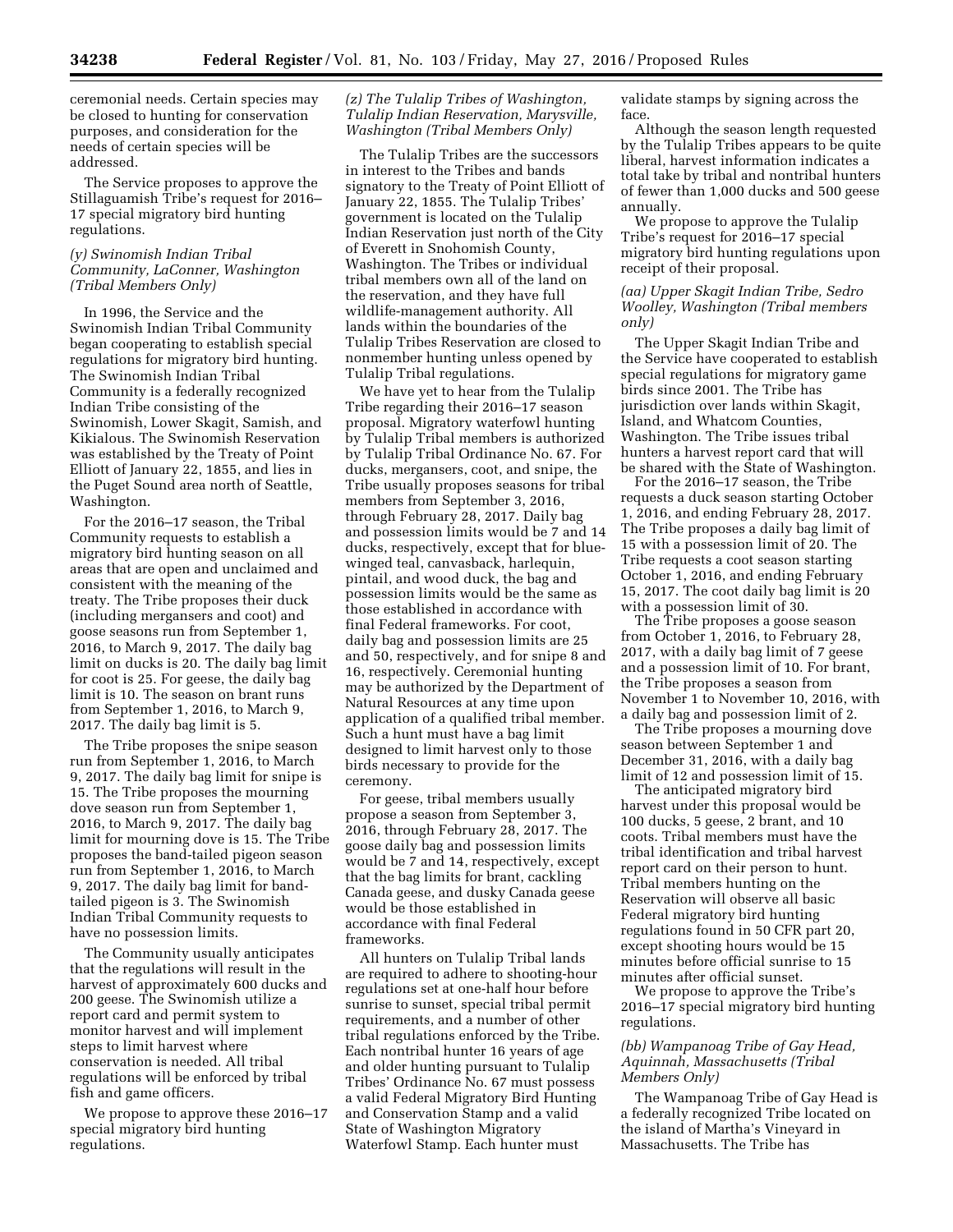ceremonial needs. Certain species may be closed to hunting for conservation purposes, and consideration for the needs of certain species will be addressed.

The Service proposes to approve the Stillaguamish Tribe's request for 2016–17 special migratory bird hunting regulations.

### *(y) Swinomish Indian Tribal Community, LaConner, Washington (Tribal Members Only)*

In 1996, the Service and the Swinomish Indian Tribal Community began cooperating to establish special regulations for migratory bird hunting. The Swinomish Indian Tribal Community is a federally recognized Indian Tribe consisting of the Swinomish, Lower Skagit, Samish, and Kikialous. The Swinomish Reservation was established by the Treaty of Point Elliott of January 22, 1855, and lies in the Puget Sound area north of Seattle, Washington.

For the 2016–17 season, the Tribal Community requests to establish a migratory bird hunting season on all areas that are open and unclaimed and consistent with the meaning of the treaty. The Tribe proposes their duck (including mergansers and coot) and goose seasons run from September 1, 2016, to March 9, 2017. The daily bag limit on ducks is 20. The daily bag limit for coot is 25. For geese, the daily bag limit is 10. The season on brant runs from September 1, 2016, to March 9, 2017. The daily bag limit is 5.

The Tribe proposes the snipe season run from September 1, 2016, to March 9, 2017. The daily bag limit for snipe is 15. The Tribe proposes the mourning dove season run from September 1, 2016, to March 9, 2017. The daily bag limit for mourning dove is 15. The Tribe proposes the band-tailed pigeon season run from September 1, 2016, to March 9, 2017. The daily bag limit for band-tailed pigeon is 3. The Swinomish Indian Tribal Community requests to have no possession limits.

The Community usually anticipates that the regulations will result in the harvest of approximately 600 ducks and 200 geese. The Swinomish utilize a report card and permit system to monitor harvest and will implement steps to limit harvest where conservation is needed. All tribal regulations will be enforced by tribal fish and game officers.

We propose to approve these 2016–17 special migratory bird hunting regulations.

### *(z) The Tulalip Tribes of Washington, Tulalip Indian Reservation, Marysville, Washington (Tribal Members Only)*

The Tulalip Tribes are the successors in interest to the Tribes and bands signatory to the Treaty of Point Elliott of January 22, 1855. The Tulalip Tribes' government is located on the Tulalip Indian Reservation just north of the City of Everett in Snohomish County, Washington. The Tribes or individual tribal members own all of the land on the reservation, and they have full wildlife-management authority. All lands within the boundaries of the Tulalip Tribes Reservation are closed to nonmember hunting unless opened by Tulalip Tribal regulations.

We have yet to hear from the Tulalip Tribe regarding their 2016–17 season proposal. Migratory waterfowl hunting by Tulalip Tribal members is authorized by Tulalip Tribal Ordinance No. 67. For ducks, mergansers, coot, and snipe, the Tribe usually proposes seasons for tribal members from September 3, 2016, through February 28, 2017. Daily bag and possession limits would be 7 and 14 ducks, respectively, except that for blue-winged teal, canvasback, harlequin, pintail, and wood duck, the bag and possession limits would be the same as those established in accordance with final Federal frameworks. For coot, daily bag and possession limits are 25 and 50, respectively, and for snipe 8 and 16, respectively. Ceremonial hunting may be authorized by the Department of Natural Resources at any time upon application of a qualified tribal member. Such a hunt must have a bag limit designed to limit harvest only to those birds necessary to provide for the ceremony.

For geese, tribal members usually propose a season from September 3, 2016, through February 28, 2017. The goose daily bag and possession limits would be 7 and 14, respectively, except that the bag limits for brant, cackling Canada geese, and dusky Canada geese would be those established in accordance with final Federal frameworks.

All hunters on Tulalip Tribal lands are required to adhere to shooting-hour regulations set at one-half hour before sunrise to sunset, special tribal permit requirements, and a number of other tribal regulations enforced by the Tribe. Each nontribal hunter 16 years of age and older hunting pursuant to Tulalip Tribes' Ordinance No. 67 must possess a valid Federal Migratory Bird Hunting and Conservation Stamp and a valid State of Washington Migratory Waterfowl Stamp. Each hunter must validate stamps by signing across the face.

Although the season length requested by the Tulalip Tribes appears to be quite liberal, harvest information indicates a total take by tribal and nontribal hunters of fewer than 1,000 ducks and 500 geese annually.

We propose to approve the Tulalip Tribe's request for 2016–17 special migratory bird hunting regulations upon receipt of their proposal.

### *(aa) Upper Skagit Indian Tribe, Sedro Woolley, Washington (Tribal members only)*

The Upper Skagit Indian Tribe and the Service have cooperated to establish special regulations for migratory game birds since 2001. The Tribe has jurisdiction over lands within Skagit, Island, and Whatcom Counties, Washington. The Tribe issues tribal hunters a harvest report card that will be shared with the State of Washington.

For the 2016–17 season, the Tribe requests a duck season starting October 1, 2016, and ending February 28, 2017. The Tribe proposes a daily bag limit of 15 with a possession limit of 20. The Tribe requests a coot season starting October 1, 2016, and ending February 15, 2017. The coot daily bag limit is 20 with a possession limit of 30.

The Tribe proposes a goose season from October 1, 2016, to February 28, 2017, with a daily bag limit of 7 geese and a possession limit of 10. For brant, the Tribe proposes a season from November 1 to November 10, 2016, with a daily bag and possession limit of 2.

The Tribe proposes a mourning dove season between September 1 and December 31, 2016, with a daily bag limit of 12 and possession limit of 15.

The anticipated migratory bird harvest under this proposal would be 100 ducks, 5 geese, 2 brant, and 10 coots. Tribal members must have the tribal identification and tribal harvest report card on their person to hunt. Tribal members hunting on the Reservation will observe all basic Federal migratory bird hunting regulations found in 50 CFR part 20, except shooting hours would be 15 minutes before official sunrise to 15 minutes after official sunset.

We propose to approve the Tribe's 2016–17 special migratory bird hunting regulations.

### *(bb) Wampanoag Tribe of Gay Head, Aquinnah, Massachusetts (Tribal Members Only)*

The Wampanoag Tribe of Gay Head is a federally recognized Tribe located on the island of Martha's Vineyard in Massachusetts. The Tribe has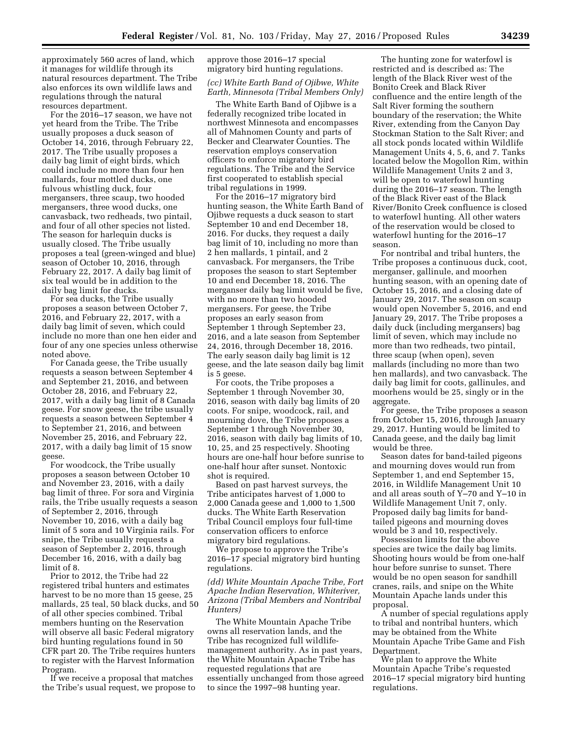approximately 560 acres of land, which it manages for wildlife through its natural resources department. The Tribe also enforces its own wildlife laws and regulations through the natural resources department.

For the 2016–17 season, we have not yet heard from the Tribe. The Tribe usually proposes a duck season of October 14, 2016, through February 22, 2017. The Tribe usually proposes a daily bag limit of eight birds, which could include no more than four hen mallards, four mottled ducks, one fulvous whistling duck, four mergansers, three scaup, two hooded mergansers, three wood ducks, one canvasback, two redheads, two pintail, and four of all other species not listed. The season for harlequin ducks is usually closed. The Tribe usually proposes a teal (green-winged and blue) season of October 10, 2016, through February 22, 2017. A daily bag limit of six teal would be in addition to the daily bag limit for ducks.

For sea ducks, the Tribe usually proposes a season between October 7, 2016, and February 22, 2017, with a daily bag limit of seven, which could include no more than one hen eider and four of any one species unless otherwise noted above.

For Canada geese, the Tribe usually requests a season between September 4 and September 21, 2016, and between October 28, 2016, and February 22, 2017, with a daily bag limit of 8 Canada geese. For snow geese, the tribe usually requests a season between September 4 to September 21, 2016, and between November 25, 2016, and February 22, 2017, with a daily bag limit of 15 snow geese.

For woodcock, the Tribe usually proposes a season between October 10 and November 23, 2016, with a daily bag limit of three. For sora and Virginia rails, the Tribe usually requests a season of September 2, 2016, through November 10, 2016, with a daily bag limit of 5 sora and 10 Virginia rails. For snipe, the Tribe usually requests a season of September 2, 2016, through December 16, 2016, with a daily bag limit of 8.

Prior to 2012, the Tribe had 22 registered tribal hunters and estimates harvest to be no more than 15 geese, 25 mallards, 25 teal, 50 black ducks, and 50 of all other species combined. Tribal members hunting on the Reservation will observe all basic Federal migratory bird hunting regulations found in 50 CFR part 20. The Tribe requires hunters to register with the Harvest Information Program.

If we receive a proposal that matches the Tribe's usual request, we propose to approve those 2016–17 special migratory bird hunting regulations.

*(cc) White Earth Band of Ojibwe, White Earth, Minnesota (Tribal Members Only)*

The White Earth Band of Ojibwe is a federally recognized tribe located in northwest Minnesota and encompasses all of Mahnomen County and parts of Becker and Clearwater Counties. The reservation employs conservation officers to enforce migratory bird regulations. The Tribe and the Service first cooperated to establish special tribal regulations in 1999.

For the 2016–17 migratory bird hunting season, the White Earth Band of Ojibwe requests a duck season to start September 10 and end December 18, 2016. For ducks, they request a daily bag limit of 10, including no more than 2 hen mallards, 1 pintail, and 2 canvasback. For mergansers, the Tribe proposes the season to start September 10 and end December 18, 2016. The merganser daily bag limit would be five, with no more than two hooded mergansers. For geese, the Tribe proposes an early season from September 1 through September 23, 2016, and a late season from September 24, 2016, through December 18, 2016. The early season daily bag limit is 12 geese, and the late season daily bag limit is 5 geese.

For coots, the Tribe proposes a September 1 through November 30, 2016, season with daily bag limits of 20 coots. For snipe, woodcock, rail, and mourning dove, the Tribe proposes a September 1 through November 30, 2016, season with daily bag limits of 10, 10, 25, and 25 respectively. Shooting hours are one-half hour before sunrise to one-half hour after sunset. Nontoxic shot is required.

Based on past harvest surveys, the Tribe anticipates harvest of 1,000 to 2,000 Canada geese and 1,000 to 1,500 ducks. The White Earth Reservation Tribal Council employs four full-time conservation officers to enforce migratory bird regulations.

We propose to approve the Tribe's 2016–17 special migratory bird hunting regulations.

*(dd) White Mountain Apache Tribe, Fort Apache Indian Reservation, Whiteriver, Arizona (Tribal Members and Nontribal Hunters)*

The White Mountain Apache Tribe owns all reservation lands, and the Tribe has recognized full wildlife-management authority. As in past years, the White Mountain Apache Tribe has requested regulations that are essentially unchanged from those agreed to since the 1997–98 hunting year.

The hunting zone for waterfowl is restricted and is described as: The length of the Black River west of the Bonito Creek and Black River confluence and the entire length of the Salt River forming the southern boundary of the reservation; the White River, extending from the Canyon Day Stockman Station to the Salt River; and all stock ponds located within Wildlife Management Units 4, 5, 6, and 7. Tanks located below the Mogollon Rim, within Wildlife Management Units 2 and 3, will be open to waterfowl hunting during the 2016–17 season. The length of the Black River east of the Black River/Bonito Creek confluence is closed to waterfowl hunting. All other waters of the reservation would be closed to waterfowl hunting for the 2016–17 season.

For nontribal and tribal hunters, the Tribe proposes a continuous duck, coot, merganser, gallinule, and moorhen hunting season, with an opening date of October 15, 2016, and a closing date of January 29, 2017. The season on scaup would open November 5, 2016, and end January 29, 2017. The Tribe proposes a daily duck (including mergansers) bag limit of seven, which may include no more than two redheads, two pintail, three scaup (when open), seven mallards (including no more than two hen mallards), and two canvasback. The daily bag limit for coots, gallinules, and moorhens would be 25, singly or in the aggregate.

For geese, the Tribe proposes a season from October 15, 2016, through January 29, 2017. Hunting would be limited to Canada geese, and the daily bag limit would be three.

Season dates for band-tailed pigeons and mourning doves would run from September 1, and end September 15, 2016, in Wildlife Management Unit 10 and all areas south of Y–70 and Y–10 in Wildlife Management Unit 7, only. Proposed daily bag limits for band-tailed pigeons and mourning doves would be 3 and 10, respectively.

Possession limits for the above species are twice the daily bag limits. Shooting hours would be from one-half hour before sunrise to sunset. There would be no open season for sandhill cranes, rails, and snipe on the White Mountain Apache lands under this proposal.

A number of special regulations apply to tribal and nontribal hunters, which may be obtained from the White Mountain Apache Tribe Game and Fish Department.

We plan to approve the White Mountain Apache Tribe's requested 2016–17 special migratory bird hunting regulations.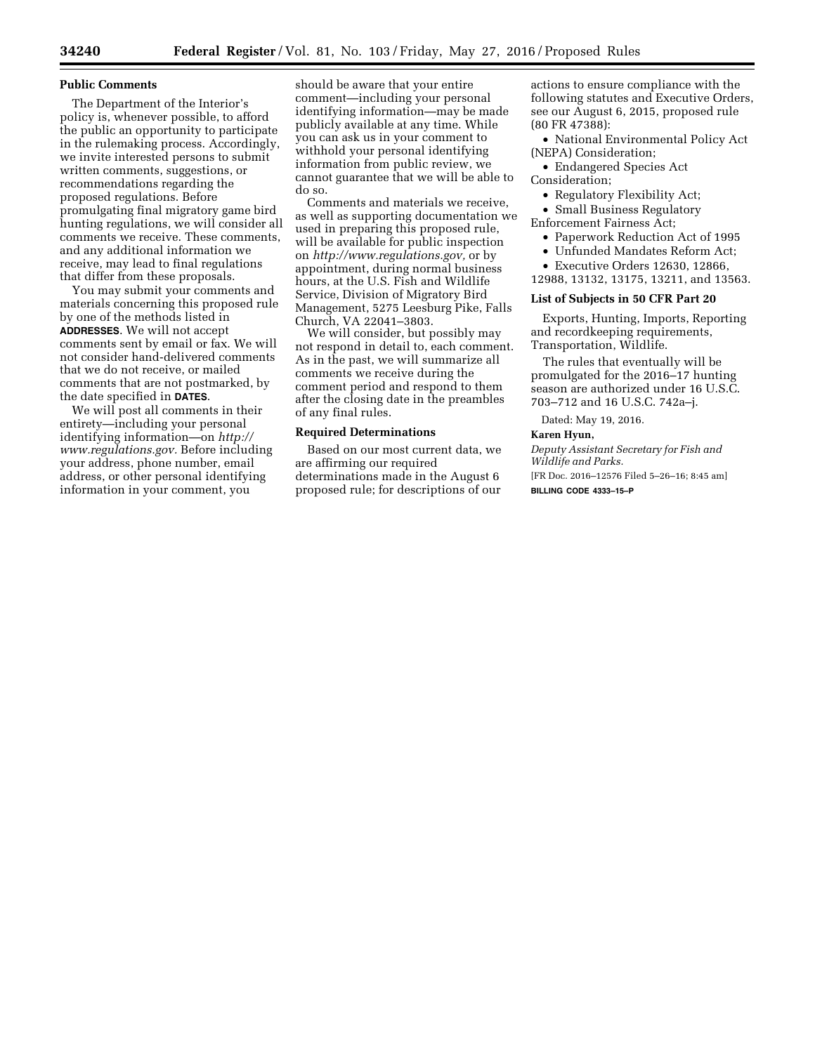### Public Comments

The Department of the Interior's policy is, whenever possible, to afford the public an opportunity to participate in the rulemaking process. Accordingly, we invite interested persons to submit written comments, suggestions, or recommendations regarding the proposed regulations. Before promulgating final migratory game bird hunting regulations, we will consider all comments we receive. These comments, and any additional information we receive, may lead to final regulations that differ from these proposals.

You may submit your comments and materials concerning this proposed rule by one of the methods listed in **ADDRESSES**. We will not accept comments sent by email or fax. We will not consider hand-delivered comments that we do not receive, or mailed comments that are not postmarked, by the date specified in **DATES**.

We will post all comments in their entirety—including your personal identifying information—on *http://www.regulations.gov.* Before including your address, phone number, email address, or other personal identifying information in your comment, you should be aware that your entire comment—including your personal identifying information—may be made publicly available at any time. While you can ask us in your comment to withhold your personal identifying information from public review, we cannot guarantee that we will be able to do so.

Comments and materials we receive, as well as supporting documentation we used in preparing this proposed rule, will be available for public inspection on *http://www.regulations.gov,* or by appointment, during normal business hours, at the U.S. Fish and Wildlife Service, Division of Migratory Bird Management, 5275 Leesburg Pike, Falls Church, VA 22041–3803.

We will consider, but possibly may not respond in detail to, each comment. As in the past, we will summarize all comments we receive during the comment period and respond to them after the closing date in the preambles of any final rules.

### Required Determinations

Based on our most current data, we are affirming our required determinations made in the August 6 proposed rule; for descriptions of our actions to ensure compliance with the following statutes and Executive Orders, see our August 6, 2015, proposed rule (80 FR 47388):

- National Environmental Policy Act (NEPA) Consideration;
- Endangered Species Act Consideration;
- Regulatory Flexibility Act;
- Small Business Regulatory Enforcement Fairness Act;
- Paperwork Reduction Act of 1995
- Unfunded Mandates Reform Act;
- Executive Orders 12630, 12866, 12988, 13132, 13175, 13211, and 13563.

### List of Subjects in 50 CFR Part 20

Exports, Hunting, Imports, Reporting and recordkeeping requirements, Transportation, Wildlife.

The rules that eventually will be promulgated for the 2016–17 hunting season are authorized under 16 U.S.C. 703–712 and 16 U.S.C. 742a–j.

Dated: May 19, 2016.

**Karen Hyun,**

*Deputy Assistant Secretary for Fish and Wildlife and Parks.*

[FR Doc. 2016–12576 Filed 5–26–16; 8:45 am]

**BILLING CODE 4333–15–P**